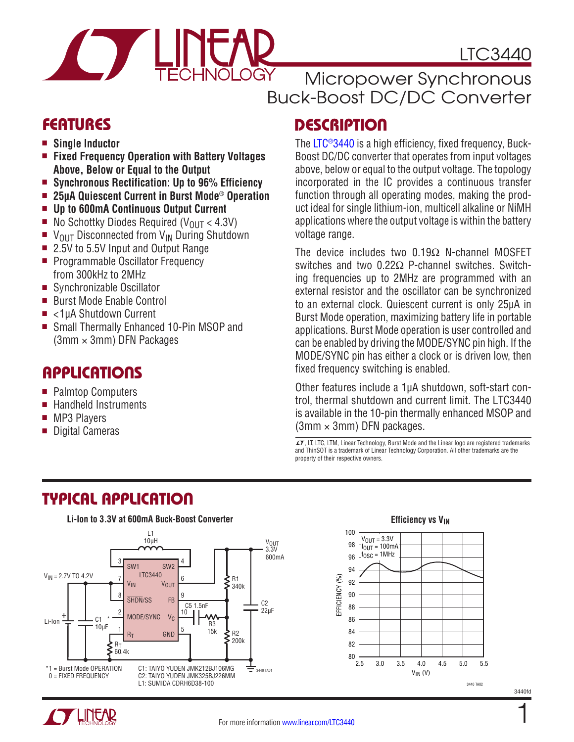# LTC3440

## Micropower Synchronous Buck-Boost DC/DC Converter

## FEATURES

- **Single Inductor**
- **Fixed Frequency Operation with Battery Voltages Above, Below or Equal to the Output**
- **Synchronous Rectification: Up to 96% Efficiency**
- **25µA Quiescent Current in Burst Mode® Operation**
- **Up to 600mA Continuous Output Current**
- No Schottky Diodes Required ($V_{OUT}$ < 4.3V)
- $V_{OUT}$ Disconnected from $V_{IN}$ During Shutdown
- 2.5V to 5.5V Input and Output Range
- Programmable Oscillator Frequency from 300kHz to 2MHz
- Synchronizable Oscillator
- Burst Mode Enable Control
- <1µA Shutdown Current
- Small Thermally Enhanced 10-Pin MSOP and (3mm × 3mm) DFN Packages

## APPLICATIONS

- Palmtop Computers
- Handheld Instruments
- MP3 Players
- Digital Cameras

## DESCRIPTION

The LTC®3440 is a high efficiency, fixed frequency, Buck-Boost DC/DC converter that operates from input voltages above, below or equal to the output voltage. The topology incorporated in the IC provides a continuous transfer function through all operating modes, making the product ideal for single lithium-ion, multicell alkaline or NiMH applications where the output voltage is within the battery voltage range.

The device includes two 0.19Ω N-channel MOSFET switches and two 0.22Ω P-channel switches. Switching frequencies up to 2MHz are programmed with an external resistor and the oscillator can be synchronized to an external clock. Quiescent current is only 25µA in Burst Mode operation, maximizing battery life in portable applications. Burst Mode operation is user controlled and can be enabled by driving the MODE/SYNC pin high. If the MODE/SYNC pin has either a clock or is driven low, then fixed frequency switching is enabled.

Other features include a 1µA shutdown, soft-start control, thermal shutdown and current limit. The LTC3440 is available in the 10-pin thermally enhanced MSOP and (3mm × 3mm) DFN packages.

LT, LTC, LTM, Linear Technology, Burst Mode and the Linear logo are registered trademarks and ThinSOT is a trademark of Linear Technology Corporation. All other trademarks are the property of their respective owners.

## TYPICAL APPLICATION

**Li-Ion to 3.3V at 600mA Buck-Boost Converter**

L1 10µH
$V_{IN}$ = 2.7V TO 4.2V
$V_{OUT}$ 3.3V 600mA
LTC3440
3 SW1, 4 SW2, 7 $V_{IN}$, 6 $V_{OUT}$, 8 $\overline{SHDN}$/SS, 9 FB, 2 MODE/SYNC, 10 $V_C$, 1 $R_T$, 5 GND
Li-Ion
C1 10µF
$R_T$ 60.4k
C5 1.5nF
R3 15k
R1 340k
R2 200k
C2 22µF

*1 = Burst Mode OPERATION
0 = FIXED FREQUENCY

C1: TAIYO YUDEN JMK212BJ106MG
C2: TAIYO YUDEN JMK325BJ226MM
L1: SUMIDA CDRH6D38-100

3440 TA01

**Efficiency vs $V_{IN}$**

$V_{OUT}$ = 3.3V
$I_{OUT}$ = 100mA
$f_{OSC}$ = 1MHz

EFFICIENCY (%)
100, 98, 96, 94, 92, 90, 88, 86, 84, 82, 80

$V_{IN}$ (V)
2.5, 3.0, 3.5, 4.0, 4.5, 5.0, 5.5

3440 TA02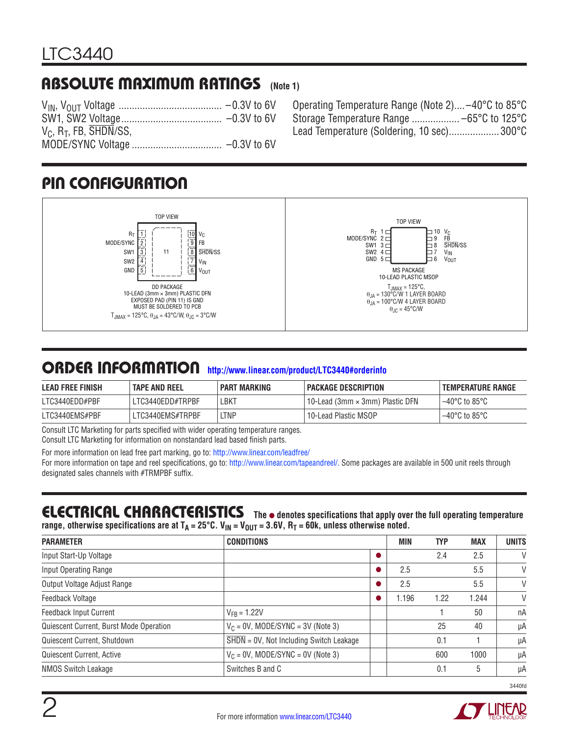## ABSOLUTE MAXIMUM RATINGS (Note 1)

$V_{IN}$, $V_{OUT}$ Voltage ....................................... –0.3V to 6V
SW1, SW2 Voltage ....................................... –0.3V to 6V
$V_C$, $R_T$, FB, $\overline{SHDN}$/SS,
MODE/SYNC Voltage .................................. –0.3V to 6V

Operating Temperature Range (Note 2).... –40°C to 85°C
Storage Temperature Range .................. –65°C to 125°C
Lead Temperature (Soldering, 10 sec)................... 300°C

## PIN CONFIGURATION

TOP VIEW

$R_T$ 1 | 10 $V_C$
MODE/SYNC 2 | 9 FB
SW1 3 | 8 $\overline{SHDN}$/SS
SW2 4 | 7 $V_{IN}$
GND 5 | 6 $V_{OUT}$
11

DD PACKAGE
10-LEAD (3mm × 3mm) PLASTIC DFN
EXPOSED PAD (PIN 11) IS GND
MUST BE SOLDERED TO PCB
$T_{JMAX}$ = 125°C, $\theta_{JA}$ = 43°C/W, $\theta_{JC}$ = 3°C/W

TOP VIEW

$R_T$ 1 | 10 $V_C$
MODE/SYNC 2 | 9 FB
SW1 3 | 8 $\overline{SHDN}$/SS
SW2 4 | 7 $V_{IN}$
GND 5 | 6 $V_{OUT}$

MS PACKAGE
10-LEAD PLASTIC MSOP
$T_{JMAX}$ = 125°C,
$\theta_{JA}$ = 130°C/W 1 LAYER BOARD
$\theta_{JA}$ = 100°C/W 4 LAYER BOARD
$\theta_{JC}$ = 45°C/W

## ORDER INFORMATION http://www.linear.com/product/LTC3440#orderinfo

| LEAD FREE FINISH | TAPE AND REEL | PART MARKING | PACKAGE DESCRIPTION | TEMPERATURE RANGE |
|---|---|---|---|---|
| LTC3440EDD#PBF | LTC3440EDD#TRPBF | LBKT | 10-Lead (3mm × 3mm) Plastic DFN | –40°C to 85°C |
| LTC3440EMS#PBF | LTC3440EMS#TRPBF | LTNP | 10-Lead Plastic MSOP | –40°C to 85°C |

Consult LTC Marketing for parts specified with wider operating temperature ranges.
Consult LTC Marketing for information on nonstandard lead based finish parts.

For more information on lead free part marking, go to: http://www.linear.com/leadfree/
For more information on tape and reel specifications, go to: http://www.linear.com/tapeandreel/. Some packages are available in 500 unit reels through designated sales channels with #TRMPBF suffix.

## ELECTRICAL CHARACTERISTICS

**The ● denotes specifications that apply over the full operating temperature range, otherwise specifications are at $T_A$ = 25°C. $V_{IN}$ = $V_{OUT}$ = 3.6V, $R_T$ = 60k, unless otherwise noted.**

| PARAMETER | CONDITIONS | | MIN | TYP | MAX | UNITS |
|---|---|---|---|---|---|---|
| Input Start-Up Voltage | | ● | | 2.4 | 2.5 | V |
| Input Operating Range | | ● | 2.5 | | 5.5 | V |
| Output Voltage Adjust Range | | ● | 2.5 | | 5.5 | V |
| Feedback Voltage | | ● | 1.196 | 1.22 | 1.244 | V |
| Feedback Input Current | $V_{FB}$ = 1.22V | | | 1 | 50 | nA |
| Quiescent Current, Burst Mode Operation | $V_C$ = 0V, MODE/SYNC = 3V (Note 3) | | | 25 | 40 | µA |
| Quiescent Current, Shutdown | $\overline{SHDN}$ = 0V, Not Including Switch Leakage | | | 0.1 | 1 | µA |
| Quiescent Current, Active | $V_C$ = 0V, MODE/SYNC = 0V (Note 3) | | | 600 | 1000 | µA |
| NMOS Switch Leakage | Switches B and C | | | 0.1 | 5 | µA |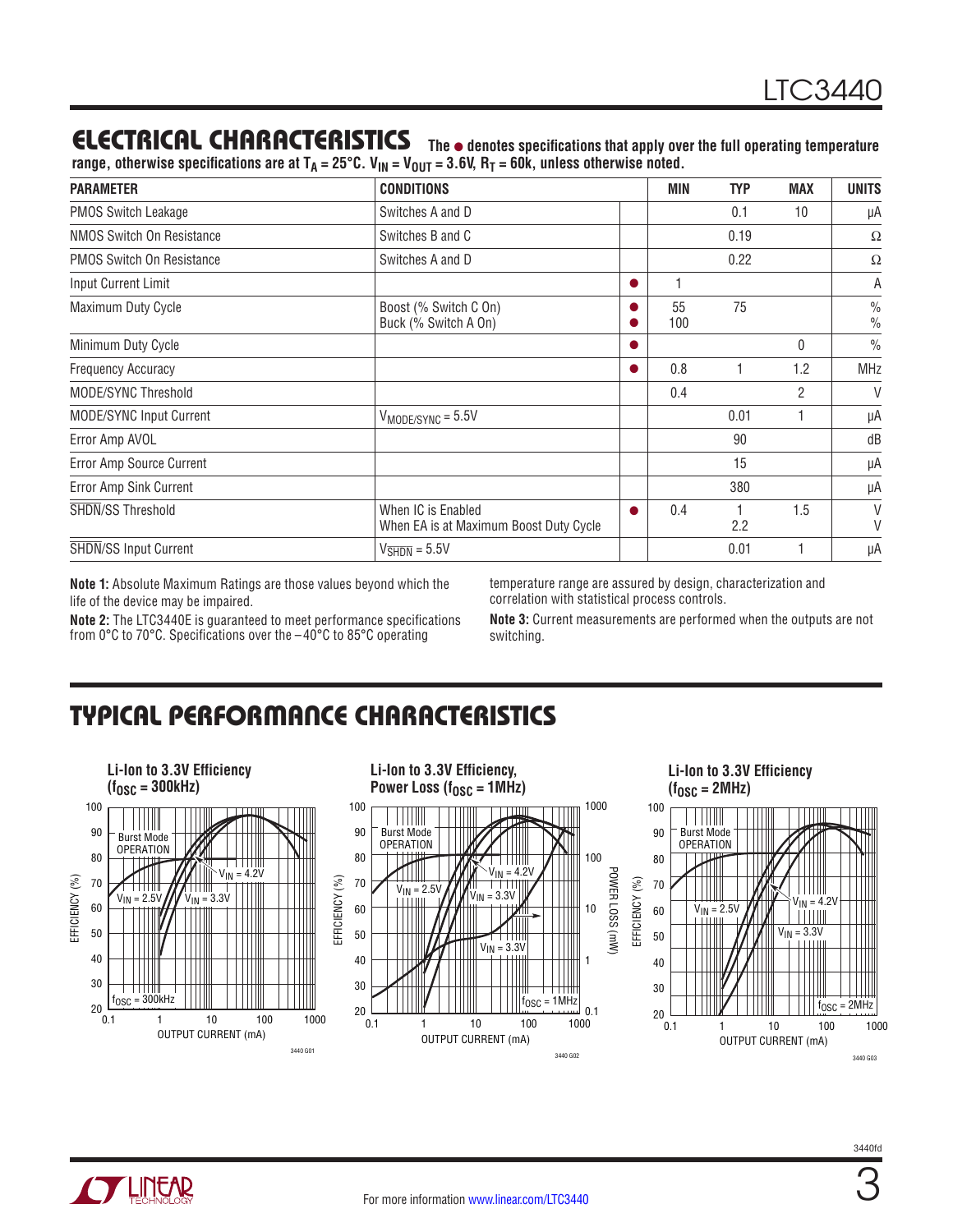## ELECTRICAL CHARACTERISTICS

**The ● denotes specifications that apply over the full operating temperature range, otherwise specifications are at $T_A$ = 25°C. $V_{IN}$ = $V_{OUT}$ = 3.6V, $R_T$ = 60k, unless otherwise noted.**

| PARAMETER | CONDITIONS | | MIN | TYP | MAX | UNITS |
|---|---|---|---|---|---|---|
| PMOS Switch Leakage | Switches A and D | | | 0.1 | 10 | µA |
| NMOS Switch On Resistance | Switches B and C | | | 0.19 | | Ω |
| PMOS Switch On Resistance | Switches A and D | | | 0.22 | | Ω |
| Input Current Limit | | ● | 1 | | | A |
| Maximum Duty Cycle | Boost (% Switch C On)<br>Buck (% Switch A On) | ●<br>● | 55<br>100 | 75 | | %<br>% |
| Minimum Duty Cycle | | ● | | | 0 | % |
| Frequency Accuracy | | ● | 0.8 | 1 | 1.2 | MHz |
| MODE/SYNC Threshold | | | 0.4 | | 2 | V |
| MODE/SYNC Input Current | $V_{MODE/SYNC}$ = 5.5V | | | 0.01 | 1 | µA |
| Error Amp AVOL | | | | 90 | | dB |
| Error Amp Source Current | | | | 15 | | µA |
| Error Amp Sink Current | | | | 380 | | µA |
| $\overline{SHDN}$/SS Threshold | When IC is Enabled<br>When EA is at Maximum Boost Duty Cycle | ● | 0.4 | 1<br>2.2 | 1.5 | V<br>V |
| $\overline{SHDN}$/SS Input Current | $V_{\overline{SHDN}}$ = 5.5V | | | 0.01 | 1 | µA |

**Note 1:** Absolute Maximum Ratings are those values beyond which the life of the device may be impaired.

**Note 2:** The LTC3440E is guaranteed to meet performance specifications from 0°C to 70°C. Specifications over the –40°C to 85°C operating temperature range are assured by design, characterization and correlation with statistical process controls.

**Note 3:** Current measurements are performed when the outputs are not switching.

## TYPICAL PERFORMANCE CHARACTERISTICS

**Li-Ion to 3.3V Efficiency ($f_{OSC}$ = 300kHz)**

EFFICIENCY (%)
OUTPUT CURRENT (mA)
Burst Mode OPERATION
$V_{IN}$ = 2.5V
$V_{IN}$ = 3.3V
$V_{IN}$ = 4.2V
$f_{OSC}$ = 300kHz
3440 G01

**Li-Ion to 3.3V Efficiency, Power Loss ($f_{OSC}$ = 1MHz)**

EFFICIENCY (%)
POWER LOSS (mW)
OUTPUT CURRENT (mA)
Burst Mode OPERATION
$V_{IN}$ = 2.5V
$V_{IN}$ = 3.3V
$V_{IN}$ = 4.2V
$V_{IN}$ = 3.3V
$f_{OSC}$ = 1MHz
3440 G02

**Li-Ion to 3.3V Efficiency ($f_{OSC}$ = 2MHz)**

EFFICIENCY (%)
OUTPUT CURRENT (mA)
Burst Mode OPERATION
$V_{IN}$ = 2.5V
$V_{IN}$ = 3.3V
$V_{IN}$ = 4.2V
$f_{OSC}$ = 2MHz
3440 G03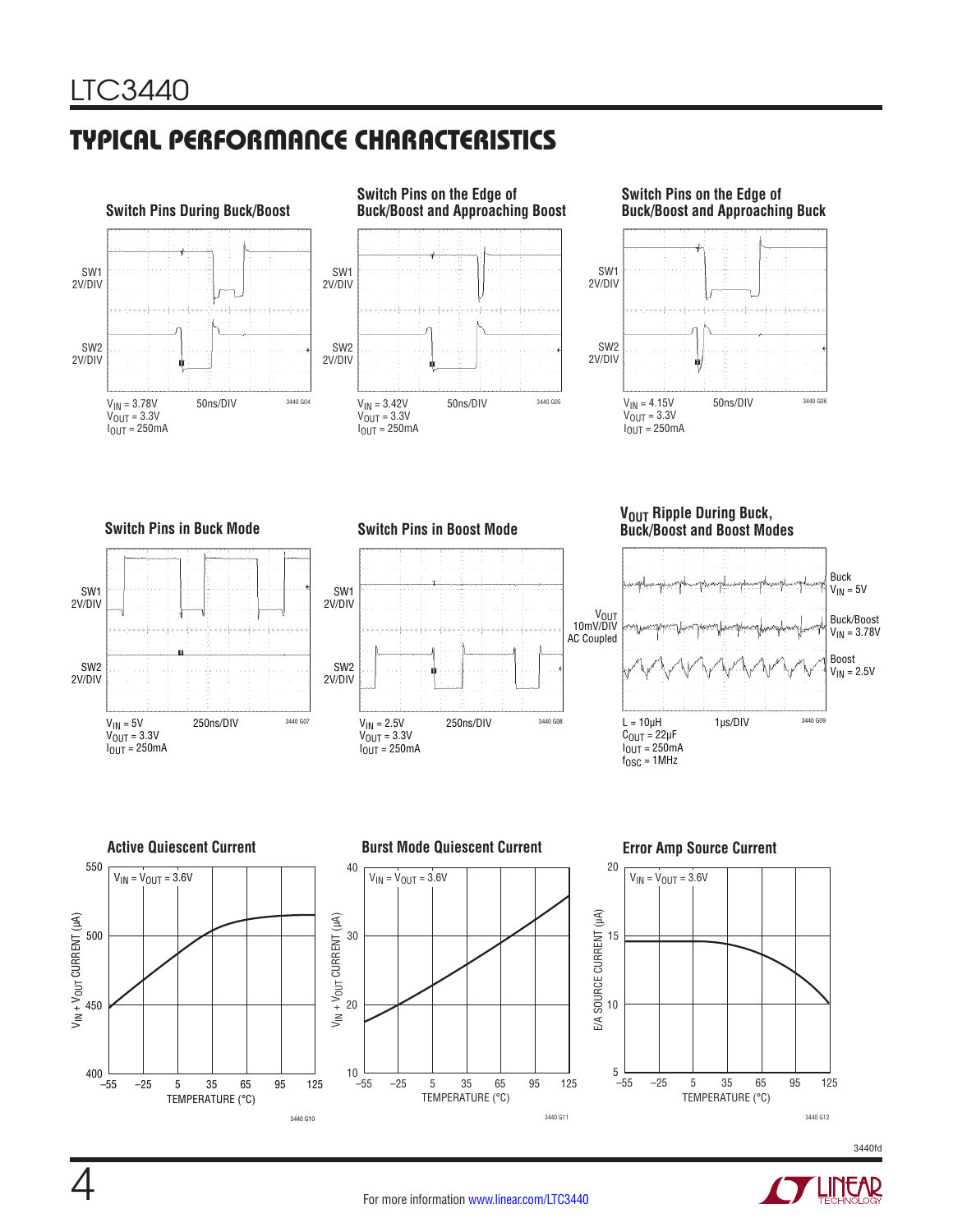## TYPICAL PERFORMANCE CHARACTERISTICS

**Switch Pins During Buck/Boost**

SW1 2V/DIV

SW2 2V/DIV

$V_{IN}$ = 3.78V
$V_{OUT}$ = 3.3V
$I_{OUT}$ = 250mA
50ns/DIV
3440 G04

**Switch Pins on the Edge of Buck/Boost and Approaching Boost**

SW1 2V/DIV

SW2 2V/DIV

$V_{IN}$ = 3.42V
$V_{OUT}$ = 3.3V
$I_{OUT}$ = 250mA
50ns/DIV
3440 G05

**Switch Pins on the Edge of Buck/Boost and Approaching Buck**

SW1 2V/DIV

SW2 2V/DIV

$V_{IN}$ = 4.15V
$V_{OUT}$ = 3.3V
$I_{OUT}$ = 250mA
50ns/DIV
3440 G06

**Switch Pins in Buck Mode**

SW1 2V/DIV

SW2 2V/DIV

$V_{IN}$ = 5V
$V_{OUT}$ = 3.3V
$I_{OUT}$ = 250mA
250ns/DIV
3440 G07

**Switch Pins in Boost Mode**

SW1 2V/DIV

SW2 2V/DIV

$V_{IN}$ = 2.5V
$V_{OUT}$ = 3.3V
$I_{OUT}$ = 250mA
250ns/DIV
3440 G08

**$V_{OUT}$ Ripple During Buck, Buck/Boost and Boost Modes**

$V_{OUT}$ 10mV/DIV AC Coupled

Buck $V_{IN}$ = 5V

Buck/Boost $V_{IN}$ = 3.78V

Boost $V_{IN}$ = 2.5V

L = 10µH
$C_{OUT}$ = 22µF
$I_{OUT}$ = 250mA
$f_{OSC}$ = 1MHz
1µs/DIV
3440 G09

**Active Quiescent Current**

$V_{IN}$ = $V_{OUT}$ = 3.6V

$V_{IN}$ + $V_{OUT}$ CURRENT (µA)

550
500
450
400

–55 –25 5 35 65 95 125
TEMPERATURE (°C)
3440 G10

**Burst Mode Quiescent Current**

$V_{IN}$ = $V_{OUT}$ = 3.6V

$V_{IN}$ + $V_{OUT}$ CURRENT (µA)

40
30
20
10

–55 –25 5 35 65 95 125
TEMPERATURE (°C)
3440 G11

**Error Amp Source Current**

$V_{IN}$ = $V_{OUT}$ = 3.6V

E/A SOURCE CURRENT (µA)

20
15
10
5

–55 –25 5 35 65 95 125
TEMPERATURE (°C)
3440 G12

3440fd

For more information www.linear.com/LTC3440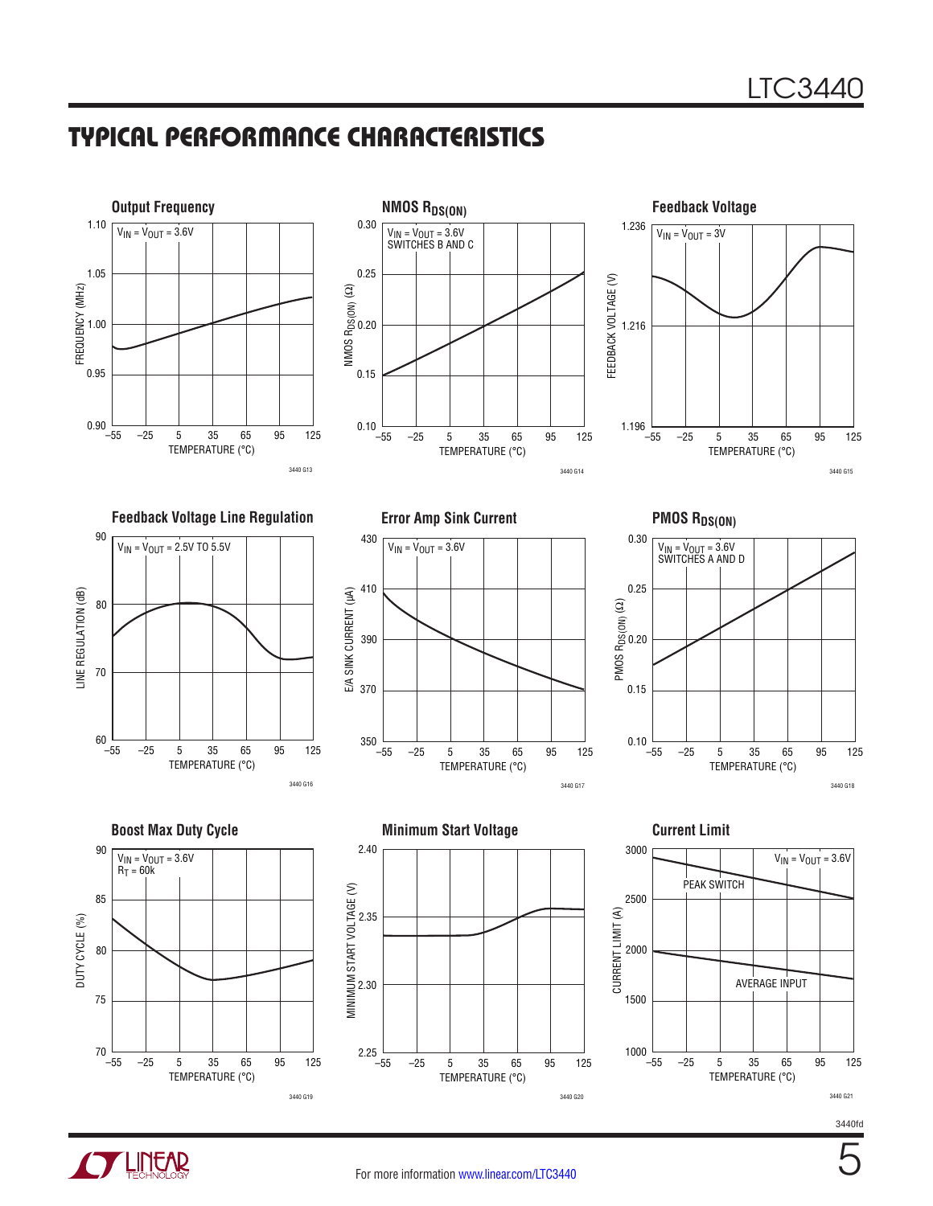## TYPICAL PERFORMANCE CHARACTERISTICS

**Output Frequency**

$V_{IN} = V_{OUT} = 3.6V$

FREQUENCY (MHz)

1.10
1.05
1.00
0.95
0.90

TEMPERATURE (°C)

–55 –25 5 35 65 95 125

3440 G13

**NMOS $R_{DS(ON)}$**

$V_{IN} = V_{OUT} = 3.6V$
SWITCHES B AND C

NMOS $R_{DS(ON)}$ (Ω)

0.30
0.25
0.20
0.15
0.10

TEMPERATURE (°C)

–55 –25 5 35 65 95 125

3440 G14

**Feedback Voltage**

$V_{IN} = V_{OUT} = 3V$

FEEDBACK VOLTAGE (V)

1.236
1.216
1.196

TEMPERATURE (°C)

–55 –25 5 35 65 95 125

3440 G15

**Feedback Voltage Line Regulation**

$V_{IN} = V_{OUT} = 2.5V$ TO 5.5V

LINE REGULATION (dB)

90
80
70
60

TEMPERATURE (°C)

–55 –25 5 35 65 95 125

3440 G16

**Error Amp Sink Current**

$V_{IN} = V_{OUT} = 3.6V$

E/A SINK CURRENT (µA)

430
410
390
370
350

TEMPERATURE (°C)

–55 –25 5 35 65 95 125

3440 G17

**PMOS $R_{DS(ON)}$**

$V_{IN} = V_{OUT} = 3.6V$
SWITCHES A AND D

PMOS $R_{DS(ON)}$ (Ω)

0.30
0.25
0.20
0.15
0.10

TEMPERATURE (°C)

–55 –25 5 35 65 95 125

3440 G18

**Boost Max Duty Cycle**

$V_{IN} = V_{OUT} = 3.6V$
$R_T = 60k$

DUTY CYCLE (%)

90
85
80
75
70

TEMPERATURE (°C)

–55 –25 5 35 65 95 125

3440 G19

**Minimum Start Voltage**

MINIMUM START VOLTAGE (V)

2.40
2.35
2.30
2.25

TEMPERATURE (°C)

–55 –25 5 35 65 95 125

3440 G20

**Current Limit**

$V_{IN} = V_{OUT} = 3.6V$

PEAK SWITCH

AVERAGE INPUT

CURRENT LIMIT (A)

3000
2500
2000
1500
1000

TEMPERATURE (°C)

–55 –25 5 35 65 95 125

3440 G21

3440fd

For more information www.linear.com/LTC3440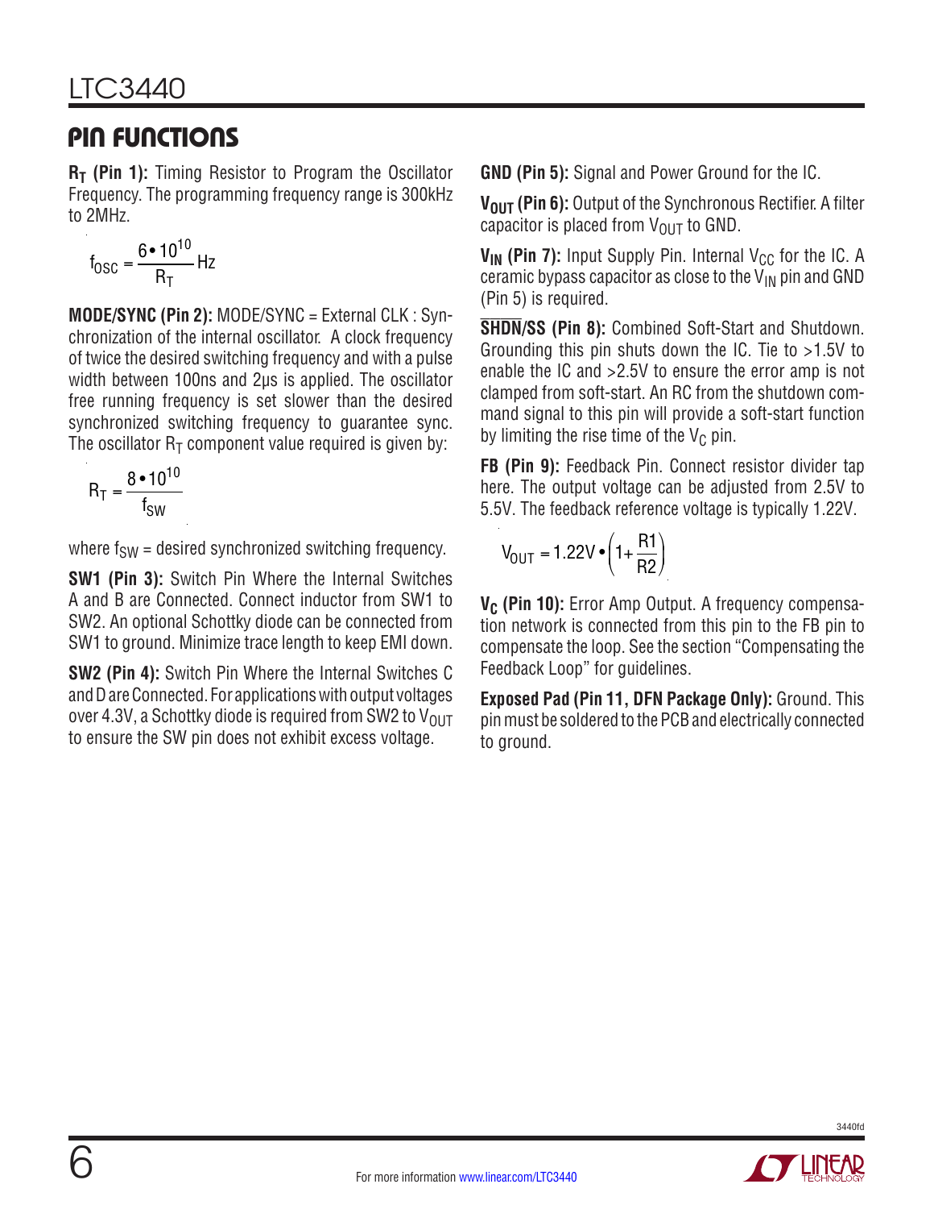## PIN FUNCTIONS

**$R_T$ (Pin 1):** Timing Resistor to Program the Oscillator Frequency. The programming frequency range is 300kHz to 2MHz.

$$f_{OSC} = \frac{6 \bullet 10^{10}}{R_T} \text{Hz}$$

**MODE/SYNC (Pin 2):** MODE/SYNC = External CLK : Synchronization of the internal oscillator. A clock frequency of twice the desired switching frequency and with a pulse width between 100ns and 2µs is applied. The oscillator free running frequency is set slower than the desired synchronized switching frequency to guarantee sync. The oscillator $R_T$ component value required is given by:

$$R_T = \frac{8 \bullet 10^{10}}{f_{SW}}$$

where $f_{SW}$ = desired synchronized switching frequency.

**SW1 (Pin 3):** Switch Pin Where the Internal Switches A and B are Connected. Connect inductor from SW1 to SW2. An optional Schottky diode can be connected from SW1 to ground. Minimize trace length to keep EMI down.

**SW2 (Pin 4):** Switch Pin Where the Internal Switches C and D are Connected. For applications with output voltages over 4.3V, a Schottky diode is required from SW2 to $V_{OUT}$ to ensure the SW pin does not exhibit excess voltage.

**GND (Pin 5):** Signal and Power Ground for the IC.

**$V_{OUT}$ (Pin 6):** Output of the Synchronous Rectifier. A filter capacitor is placed from $V_{OUT}$ to GND.

**$V_{IN}$ (Pin 7):** Input Supply Pin. Internal $V_{CC}$ for the IC. A ceramic bypass capacitor as close to the $V_{IN}$ pin and GND (Pin 5) is required.

**$\overline{\text{SHDN}}$/SS (Pin 8):** Combined Soft-Start and Shutdown. Grounding this pin shuts down the IC. Tie to >1.5V to enable the IC and >2.5V to ensure the error amp is not clamped from soft-start. An RC from the shutdown command signal to this pin will provide a soft-start function by limiting the rise time of the $V_C$ pin.

**FB (Pin 9):** Feedback Pin. Connect resistor divider tap here. The output voltage can be adjusted from 2.5V to 5.5V. The feedback reference voltage is typically 1.22V.

$$V_{OUT} = 1.22V \bullet \left(1 + \frac{R1}{R2}\right)$$

**$V_C$ (Pin 10):** Error Amp Output. A frequency compensation network is connected from this pin to the FB pin to compensate the loop. See the section "Compensating the Feedback Loop" for guidelines.

**Exposed Pad (Pin 11, DFN Package Only):** Ground. This pin must be soldered to the PCB and electrically connected to ground.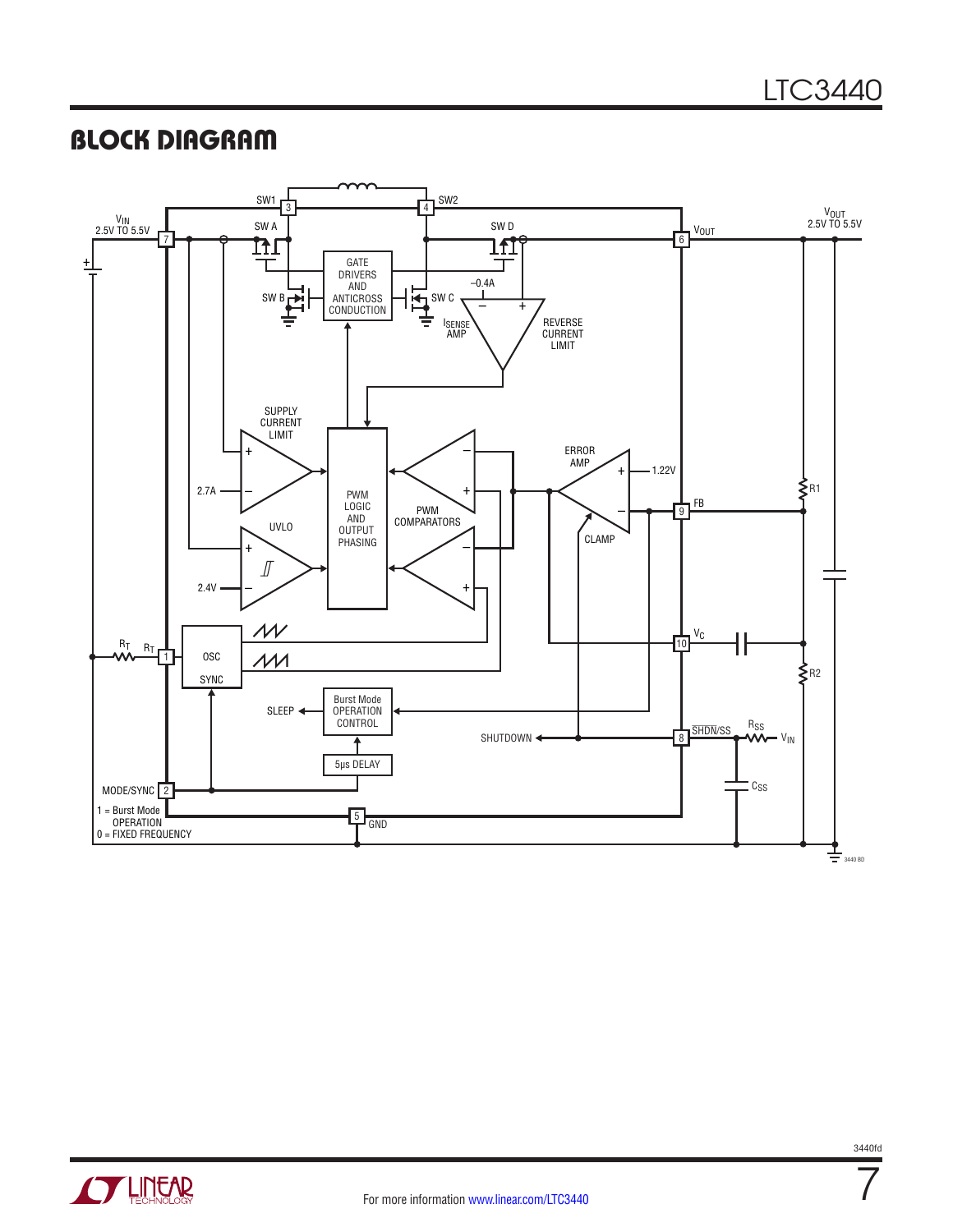## BLOCK DIAGRAM

SW1 3
SW2 4
$V_{IN}$
2.5V TO 5.5V
7
SW A
SW D
6 $V_{OUT}$
$V_{OUT}$
2.5V TO 5.5V
GATE DRIVERS AND ANTICROSS CONDUCTION
SW B
SW C
–0.4A
$I_{SENSE}$ AMP
REVERSE CURRENT LIMIT
SUPPLY CURRENT LIMIT
2.7A
UVLO
2.4V
PWM LOGIC AND OUTPUT PHASING
PWM COMPARATORS
ERROR AMP
1.22V
FB 9
R1
CLAMP
$V_C$ 10
R2
$R_T$
$R_T$ 1
OSC
SYNC
SLEEP
Burst Mode OPERATION CONTROL
SHUTDOWN
8 $\overline{SHDN}$/SS
$R_{SS}$
$V_{IN}$
$C_{SS}$
5μs DELAY
MODE/SYNC 2
1 = Burst Mode OPERATION
0 = FIXED FREQUENCY
5 GND
3440 BD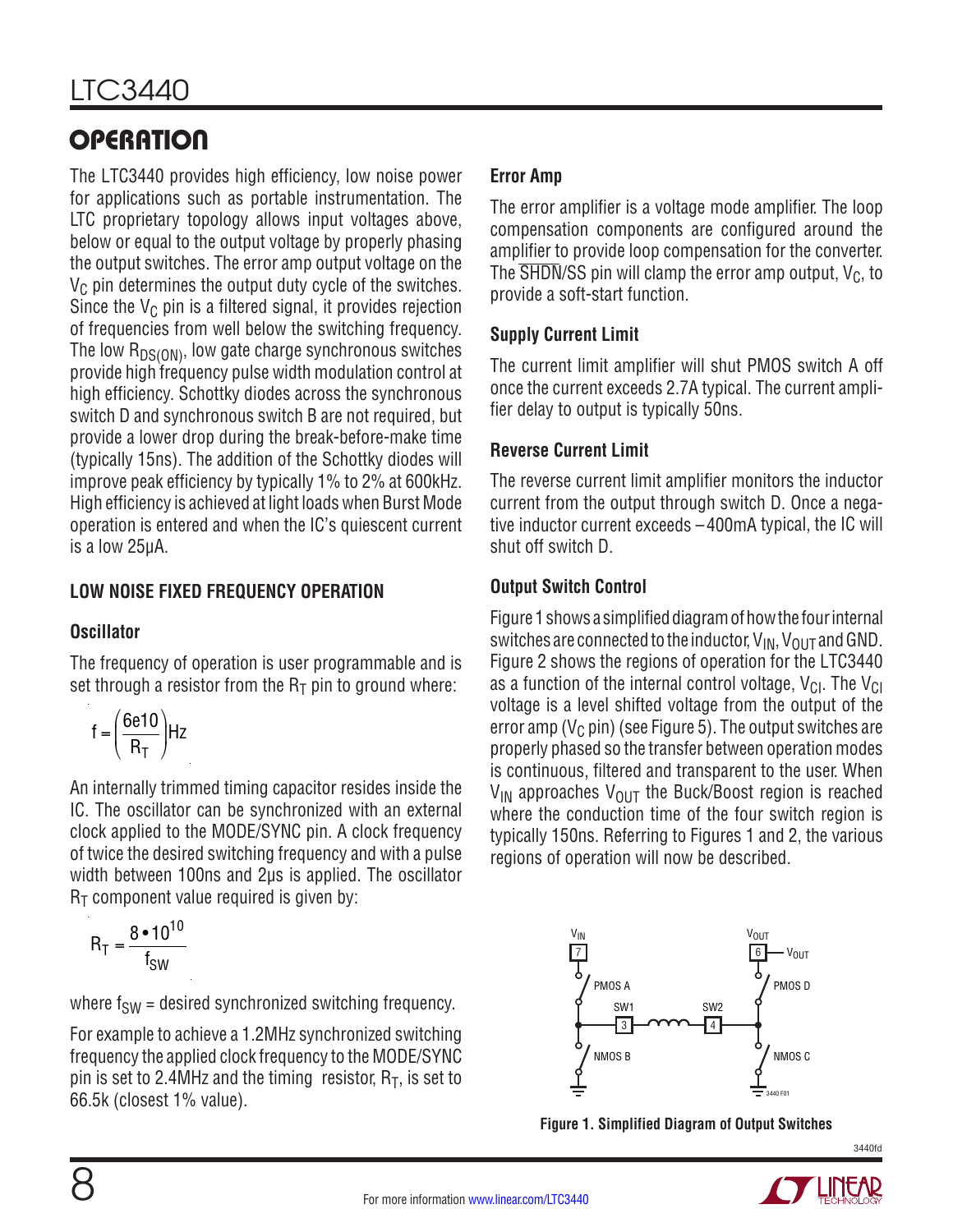## OPERATION

The LTC3440 provides high efficiency, low noise power for applications such as portable instrumentation. The LTC proprietary topology allows input voltages above, below or equal to the output voltage by properly phasing the output switches. The error amp output voltage on the $V_C$ pin determines the output duty cycle of the switches. Since the $V_C$ pin is a filtered signal, it provides rejection of frequencies from well below the switching frequency. The low $R_{DS(ON)}$, low gate charge synchronous switches provide high frequency pulse width modulation control at high efficiency. Schottky diodes across the synchronous switch D and synchronous switch B are not required, but provide a lower drop during the break-before-make time (typically 15ns). The addition of the Schottky diodes will improve peak efficiency by typically 1% to 2% at 600kHz. High efficiency is achieved at light loads when Burst Mode operation is entered and when the IC's quiescent current is a low 25µA.

### LOW NOISE FIXED FREQUENCY OPERATION

#### Oscillator

The frequency of operation is user programmable and is set through a resistor from the $R_T$ pin to ground where:

$$f = \left(\frac{6e10}{R_T}\right)\text{Hz}$$

An internally trimmed timing capacitor resides inside the IC. The oscillator can be synchronized with an external clock applied to the MODE/SYNC pin. A clock frequency of twice the desired switching frequency and with a pulse width between 100ns and 2µs is applied. The oscillator $R_T$ component value required is given by:

$$R_T = \frac{8 \cdot 10^{10}}{f_{SW}}$$

where $f_{SW}$ = desired synchronized switching frequency.

For example to achieve a 1.2MHz synchronized switching frequency the applied clock frequency to the MODE/SYNC pin is set to 2.4MHz and the timing resistor, $R_T$, is set to 66.5k (closest 1% value).

#### Error Amp

The error amplifier is a voltage mode amplifier. The loop compensation components are configured around the amplifier to provide loop compensation for the converter. The $\overline{\text{SHDN}}$/SS pin will clamp the error amp output, $V_C$, to provide a soft-start function.

#### Supply Current Limit

The current limit amplifier will shut PMOS switch A off once the current exceeds 2.7A typical. The current amplifier delay to output is typically 50ns.

#### Reverse Current Limit

The reverse current limit amplifier monitors the inductor current from the output through switch D. Once a negative inductor current exceeds –400mA typical, the IC will shut off switch D.

#### Output Switch Control

Figure 1 shows a simplified diagram of how the four internal switches are connected to the inductor, $V_{IN}$, $V_{OUT}$ and GND. Figure 2 shows the regions of operation for the LTC3440 as a function of the internal control voltage, $V_{CI}$. The $V_{CI}$ voltage is a level shifted voltage from the output of the error amp ($V_C$ pin) (see Figure 5). The output switches are properly phased so the transfer between operation modes is continuous, filtered and transparent to the user. When $V_{IN}$ approaches $V_{OUT}$ the Buck/Boost region is reached where the conduction time of the four switch region is typically 150ns. Referring to Figures 1 and 2, the various regions of operation will now be described.

$V_{IN}$
7
PMOS A
SW1
3
NMOS B
SW2
4
$V_{OUT}$
6
$V_{OUT}$
PMOS D
NMOS C
3440 F01

Figure 1. Simplified Diagram of Output Switches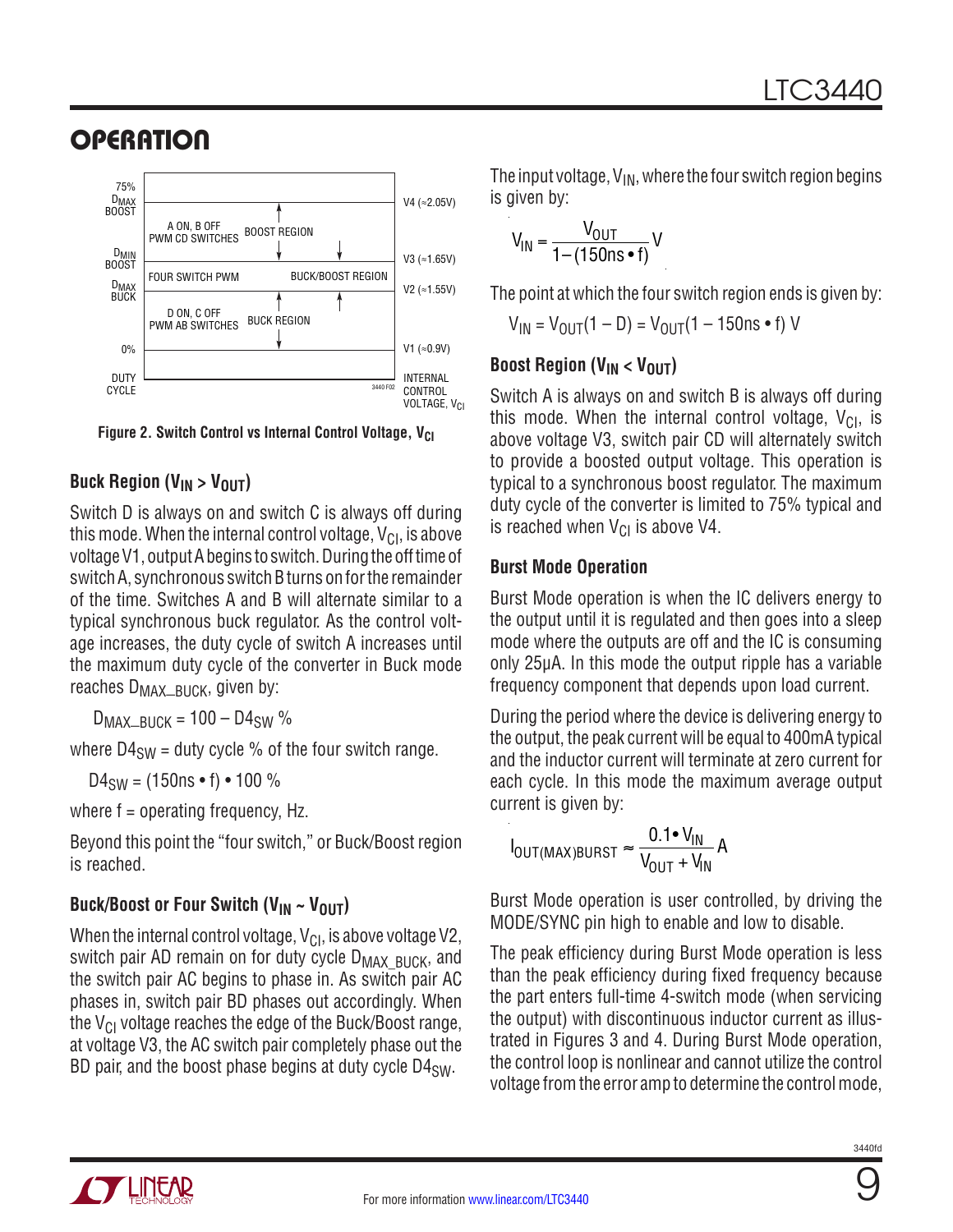## OPERATION

75%
$D_{MAX}$ BOOST
$D_{MIN}$ BOOST
$D_{MAX}$ BUCK
0%
DUTY CYCLE

A ON, B OFF
PWM CD SWITCHES
BOOST REGION

FOUR SWITCH PWM
BUCK/BOOST REGION

D ON, C OFF
PWM AB SWITCHES
BUCK REGION

V4 (≈2.05V)
V3 (≈1.65V)
V2 (≈1.55V)
V1 (≈0.9V)
INTERNAL CONTROL VOLTAGE, $V_{CI}$

3440 F02

**Figure 2. Switch Control vs Internal Control Voltage, $V_{CI}$**

### Buck Region ($V_{IN} > V_{OUT}$)

Switch D is always on and switch C is always off during this mode. When the internal control voltage, $V_{CI}$, is above voltage V1, output A begins to switch. During the off time of switch A, synchronous switch B turns on for the remainder of the time. Switches A and B will alternate similar to a typical synchronous buck regulator. As the control voltage increases, the duty cycle of switch A increases until the maximum duty cycle of the converter in Buck mode reaches $D_{MAX\_BUCK}$, given by:

$$D_{MAX\_BUCK} = 100 - D4_{SW}\ \%$$

where $D4_{SW}$ = duty cycle % of the four switch range.

$$D4_{SW} = (150\text{ns} \cdot f) \cdot 100\ \%$$

where f = operating frequency, Hz.

Beyond this point the "four switch," or Buck/Boost region is reached.

### Buck/Boost or Four Switch ($V_{IN} \sim V_{OUT}$)

When the internal control voltage, $V_{CI}$, is above voltage V2, switch pair AD remain on for duty cycle $D_{MAX\_BUCK}$, and the switch pair AC begins to phase in. As switch pair AC phases in, switch pair BD phases out accordingly. When the $V_{CI}$ voltage reaches the edge of the Buck/Boost range, at voltage V3, the AC switch pair completely phase out the BD pair, and the boost phase begins at duty cycle $D4_{SW}$.

The input voltage, $V_{IN}$, where the four switch region begins is given by:

$$V_{IN} = \frac{V_{OUT}}{1-(150\text{ns} \cdot f)}\ V$$

The point at which the four switch region ends is given by:

$$V_{IN} = V_{OUT}(1 - D) = V_{OUT}(1 - 150\text{ns} \cdot f)\ V$$

### Boost Region ($V_{IN} < V_{OUT}$)

Switch A is always on and switch B is always off during this mode. When the internal control voltage, $V_{CI}$, is above voltage V3, switch pair CD will alternately switch to provide a boosted output voltage. This operation is typical to a synchronous boost regulator. The maximum duty cycle of the converter is limited to 75% typical and is reached when $V_{CI}$ is above V4.

### Burst Mode Operation

Burst Mode operation is when the IC delivers energy to the output until it is regulated and then goes into a sleep mode where the outputs are off and the IC is consuming only 25µA. In this mode the output ripple has a variable frequency component that depends upon load current.

During the period where the device is delivering energy to the output, the peak current will be equal to 400mA typical and the inductor current will terminate at zero current for each cycle. In this mode the maximum average output current is given by:

$$I_{OUT(MAX)BURST} \approx \frac{0.1 \cdot V_{IN}}{V_{OUT} + V_{IN}}\ A$$

Burst Mode operation is user controlled, by driving the MODE/SYNC pin high to enable and low to disable.

The peak efficiency during Burst Mode operation is less than the peak efficiency during fixed frequency because the part enters full-time 4-switch mode (when servicing the output) with discontinuous inductor current as illustrated in Figures 3 and 4. During Burst Mode operation, the control loop is nonlinear and cannot utilize the control voltage from the error amp to determine the control mode,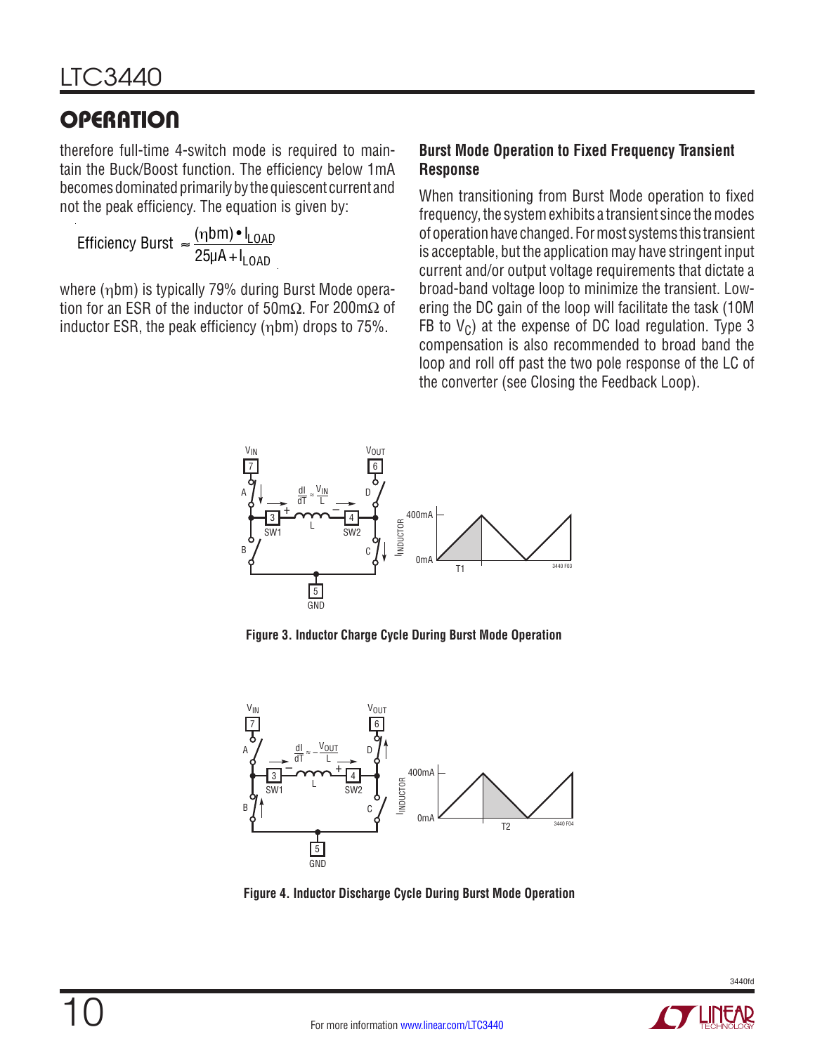## OPERATION

therefore full-time 4-switch mode is required to maintain the Buck/Boost function. The efficiency below 1mA becomes dominated primarily by the quiescent current and not the peak efficiency. The equation is given by:

$$\text{Efficiency Burst} \approx \frac{(\eta bm) \bullet I_{LOAD}}{25\mu A + I_{LOAD}}$$

where ($\eta$bm) is typically 79% during Burst Mode operation for an ESR of the inductor of 50mΩ. For 200mΩ of inductor ESR, the peak efficiency ($\eta$bm) drops to 75%.

### Burst Mode Operation to Fixed Frequency Transient Response

When transitioning from Burst Mode operation to fixed frequency, the system exhibits a transient since the modes of operation have changed. For most systems this transient is acceptable, but the application may have stringent input current and/or output voltage requirements that dictate a broad-band voltage loop to minimize the transient. Lowering the DC gain of the loop will facilitate the task (10M FB to $V_C$) at the expense of DC load regulation. Type 3 compensation is also recommended to broad band the loop and roll off past the two pole response of the LC of the converter (see Closing the Feedback Loop).

VIN
7
A
B
dI/dT ≈ VIN/L
3
SW1
L
4
SW2
VOUT
6
D
C
5
GND
INDUCTOR
400mA
0mA
T1
3440 F03

**Figure 3. Inductor Charge Cycle During Burst Mode Operation**

VIN
7
A
B
dI/dT ≈ –VOUT/L
3
SW1
L
4
SW2
VOUT
6
D
C
5
GND
INDUCTOR
400mA
0mA
T2
3440 F04

**Figure 4. Inductor Discharge Cycle During Burst Mode Operation**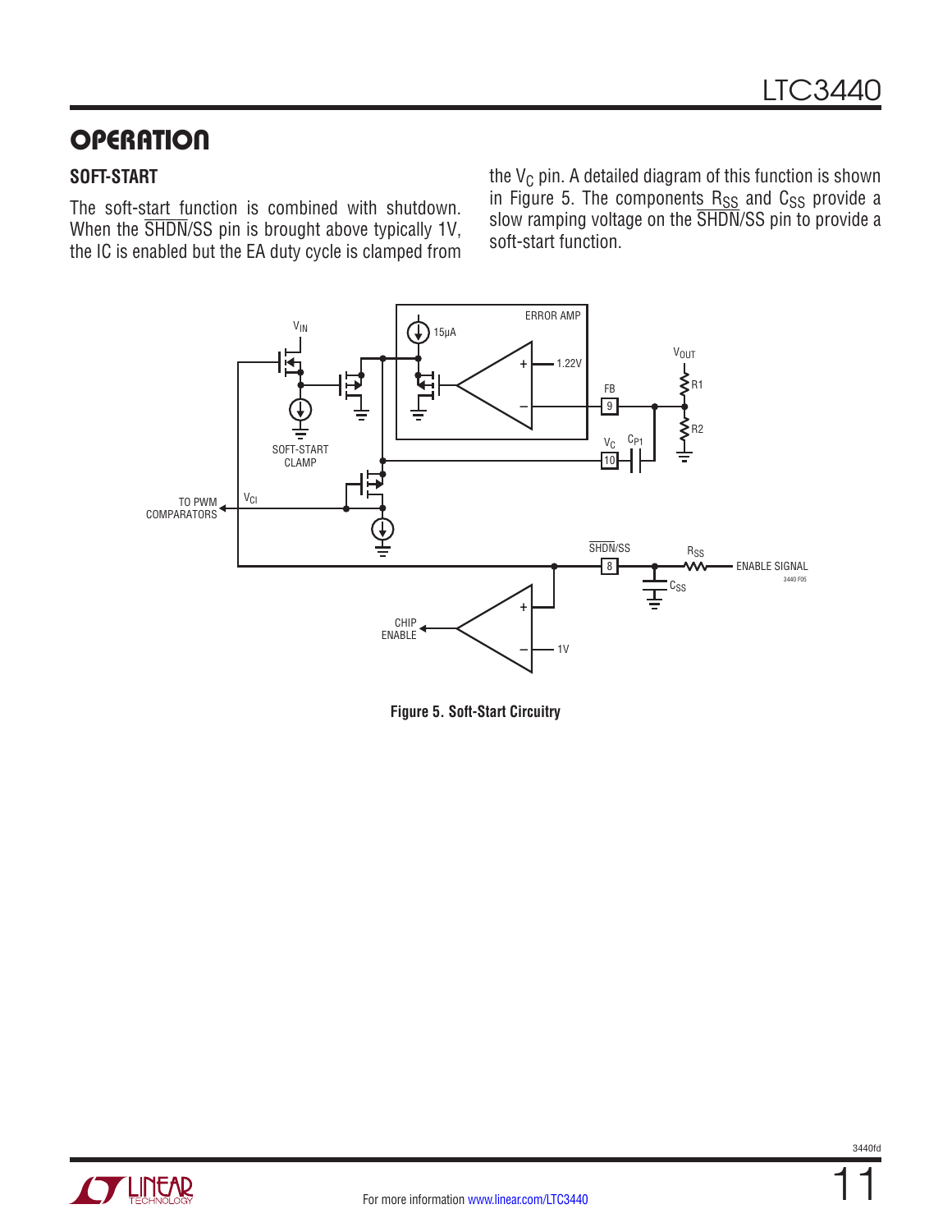## OPERATION

### SOFT-START

The soft-start function is combined with shutdown. When the $\overline{\text{SHDN}}$/SS pin is brought above typically 1V, the IC is enabled but the EA duty cycle is clamped from the $V_C$ pin. A detailed diagram of this function is shown in Figure 5. The components $R_{SS}$ and $C_{SS}$ provide a slow ramping voltage on the $\overline{\text{SHDN}}$/SS pin to provide a soft-start function.

VIN
15µA
ERROR AMP
+
1.22V
–
VOUT
R1
FB
9
R2
SOFT-START
CLAMP
VC
CP1
10
TO PWM
COMPARATORS
VCI
SHDN/SS
8
RSS
ENABLE SIGNAL
CSS
CHIP
ENABLE
+
–
1V

**Figure 5. Soft-Start Circuitry**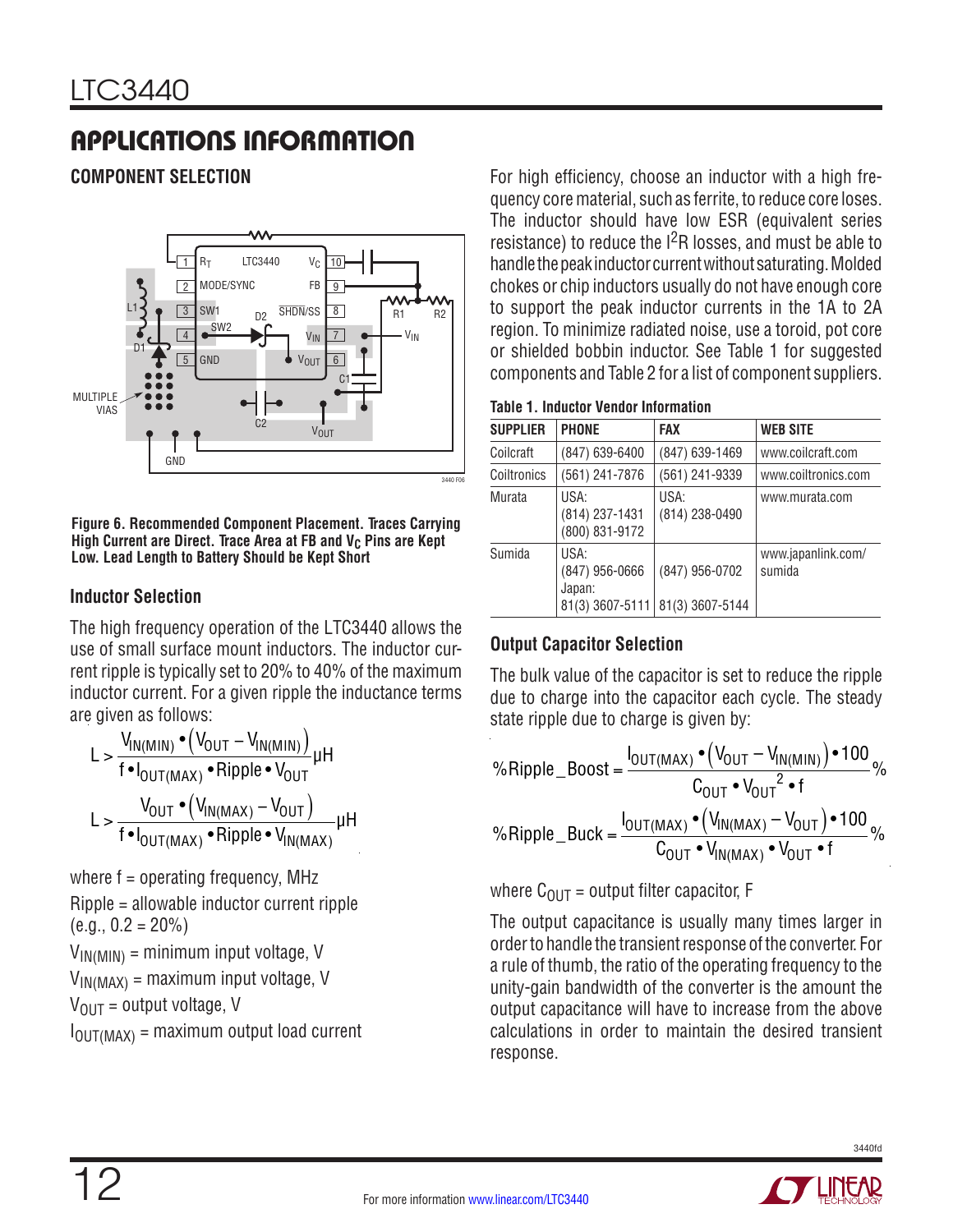## APPLICATIONS INFORMATION

### COMPONENT SELECTION

**Figure 6. Recommended Component Placement. Traces Carrying High Current are Direct. Trace Area at FB and $V_C$ Pins are Kept Low. Lead Length to Battery Should be Kept Short**

### Inductor Selection

The high frequency operation of the LTC3440 allows the use of small surface mount inductors. The inductor current ripple is typically set to 20% to 40% of the maximum inductor current. For a given ripple the inductance terms are given as follows:

$$L > \frac{V_{IN(MIN)} \bullet \left(V_{OUT} - V_{IN(MIN)}\right)}{f \bullet I_{OUT(MAX)} \bullet Ripple \bullet V_{OUT}} \mu H$$

$$L > \frac{V_{OUT} \bullet \left(V_{IN(MAX)} - V_{OUT}\right)}{f \bullet I_{OUT(MAX)} \bullet Ripple \bullet V_{IN(MAX)}} \mu H$$

where f = operating frequency, MHz

Ripple = allowable inductor current ripple (e.g., 0.2 = 20%)

$V_{IN(MIN)}$ = minimum input voltage, V

$V_{IN(MAX)}$ = maximum input voltage, V

$V_{OUT}$ = output voltage, V

$I_{OUT(MAX)}$ = maximum output load current

For high efficiency, choose an inductor with a high frequency core material, such as ferrite, to reduce core loses. The inductor should have low ESR (equivalent series resistance) to reduce the $I^2R$ losses, and must be able to handle the peak inductor current without saturating. Molded chokes or chip inductors usually do not have enough core to support the peak inductor currents in the 1A to 2A region. To minimize radiated noise, use a toroid, pot core or shielded bobbin inductor. See Table 1 for suggested components and Table 2 for a list of component suppliers.

**Table 1. Inductor Vendor Information**

| SUPPLIER | PHONE | FAX | WEB SITE |
|---|---|---|---|
| Coilcraft | (847) 639-6400 | (847) 639-1469 | www.coilcraft.com |
| Coiltronics | (561) 241-7876 | (561) 241-9339 | www.coiltronics.com |
| Murata | USA: (814) 237-1431 (800) 831-9172 | USA: (814) 238-0490 | www.murata.com |
| Sumida | USA: (847) 956-0666 Japan: 81(3) 3607-5111 | (847) 956-0702 81(3) 3607-5144 | www.japanlink.com/sumida |

### Output Capacitor Selection

The bulk value of the capacitor is set to reduce the ripple due to charge into the capacitor each cycle. The steady state ripple due to charge is given by:

$$\%Ripple\_Boost = \frac{I_{OUT(MAX)} \bullet \left(V_{OUT} - V_{IN(MIN)}\right) \bullet 100}{C_{OUT} \bullet V_{OUT}^{2} \bullet f} \%$$

$$\%Ripple\_Buck = \frac{I_{OUT(MAX)} \bullet \left(V_{IN(MAX)} - V_{OUT}\right) \bullet 100}{C_{OUT} \bullet V_{IN(MAX)} \bullet V_{OUT} \bullet f} \%$$

where $C_{OUT}$ = output filter capacitor, F

The output capacitance is usually many times larger in order to handle the transient response of the converter. For a rule of thumb, the ratio of the operating frequency to the unity-gain bandwidth of the converter is the amount the output capacitance will have to increase from the above calculations in order to maintain the desired transient response.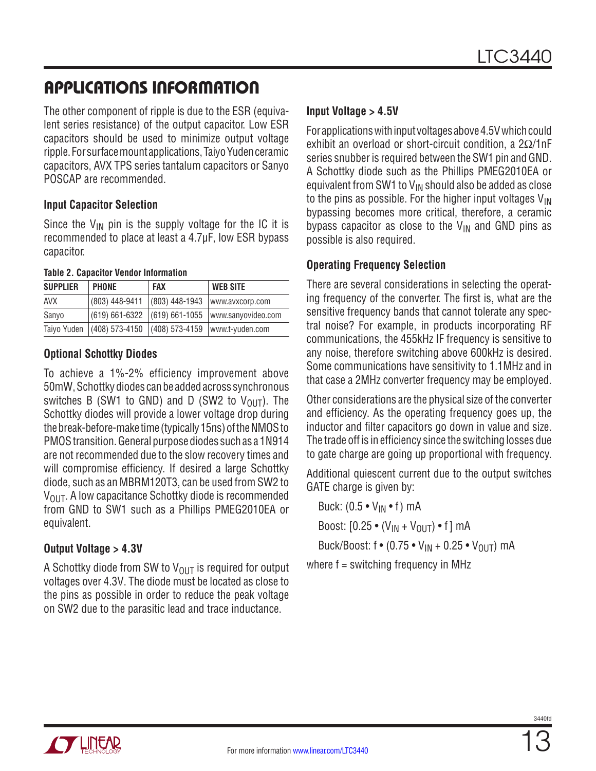## APPLICATIONS INFORMATION

The other component of ripple is due to the ESR (equivalent series resistance) of the output capacitor. Low ESR capacitors should be used to minimize output voltage ripple. For surface mount applications, Taiyo Yuden ceramic capacitors, AVX TPS series tantalum capacitors or Sanyo POSCAP are recommended.

### Input Capacitor Selection

Since the $V_{IN}$ pin is the supply voltage for the IC it is recommended to place at least a 4.7µF, low ESR bypass capacitor.

**Table 2. Capacitor Vendor Information**

| SUPPLIER | PHONE | FAX | WEB SITE |
|---|---|---|---|
| AVX | (803) 448-9411 | (803) 448-1943 | www.avxcorp.com |
| Sanyo | (619) 661-6322 | (619) 661-1055 | www.sanyovideo.com |
| Taiyo Yuden | (408) 573-4150 | (408) 573-4159 | www.t-yuden.com |

### Optional Schottky Diodes

To achieve a 1%-2% efficiency improvement above 50mW, Schottky diodes can be added across synchronous switches B (SW1 to GND) and D (SW2 to $V_{OUT}$). The Schottky diodes will provide a lower voltage drop during the break-before-make time (typically 15ns) of the NMOS to PMOS transition. General purpose diodes such as a 1N914 are not recommended due to the slow recovery times and will compromise efficiency. If desired a large Schottky diode, such as an MBRM120T3, can be used from SW2 to $V_{OUT}$. A low capacitance Schottky diode is recommended from GND to SW1 such as a Phillips PMEG2010EA or equivalent.

### Output Voltage > 4.3V

A Schottky diode from SW to $V_{OUT}$ is required for output voltages over 4.3V. The diode must be located as close to the pins as possible in order to reduce the peak voltage on SW2 due to the parasitic lead and trace inductance.

### Input Voltage > 4.5V

For applications with input voltages above 4.5V which could exhibit an overload or short-circuit condition, a 2Ω/1nF series snubber is required between the SW1 pin and GND. A Schottky diode such as the Phillips PMEG2010EA or equivalent from SW1 to $V_{IN}$ should also be added as close to the pins as possible. For the higher input voltages $V_{IN}$ bypassing becomes more critical, therefore, a ceramic bypass capacitor as close to the $V_{IN}$ and GND pins as possible is also required.

### Operating Frequency Selection

There are several considerations in selecting the operating frequency of the converter. The first is, what are the sensitive frequency bands that cannot tolerate any spectral noise? For example, in products incorporating RF communications, the 455kHz IF frequency is sensitive to any noise, therefore switching above 600kHz is desired. Some communications have sensitivity to 1.1MHz and in that case a 2MHz converter frequency may be employed.

Other considerations are the physical size of the converter and efficiency. As the operating frequency goes up, the inductor and filter capacitors go down in value and size. The trade off is in efficiency since the switching losses due to gate charge are going up proportional with frequency.

Additional quiescent current due to the output switches GATE charge is given by:

Buck: $(0.5 \bullet V_{IN} \bullet f)$ mA

Boost: $[0.25 \bullet (V_{IN} + V_{OUT}) \bullet f]$ mA

Buck/Boost: $f \bullet (0.75 \bullet V_{IN} + 0.25 \bullet V_{OUT})$ mA

where f = switching frequency in MHz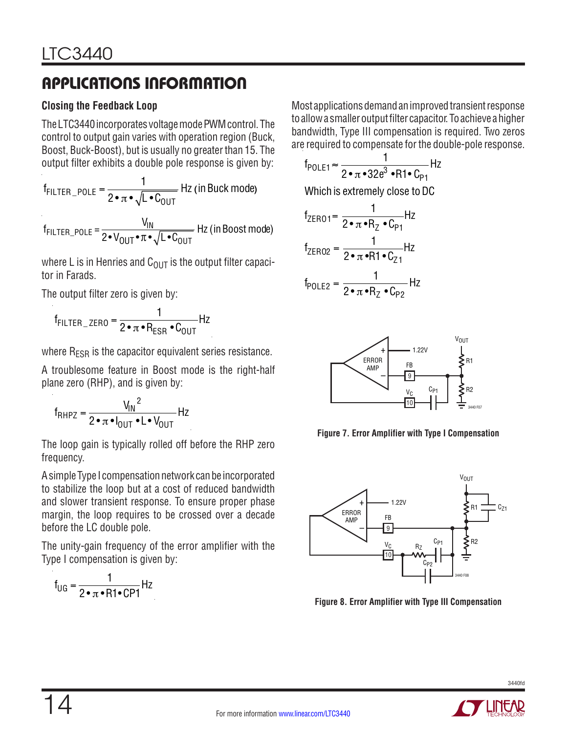## APPLICATIONS INFORMATION

### Closing the Feedback Loop

The LTC3440 incorporates voltage mode PWM control. The control to output gain varies with operation region (Buck, Boost, Buck-Boost), but is usually no greater than 15. The output filter exhibits a double pole response is given by:

$$f_{FILTER\_POLE} = \frac{1}{2 \cdot \pi \cdot \sqrt{L \cdot C_{OUT}}} \text{ Hz (in Buck mode)}$$

$$f_{FILTER\_POLE} = \frac{V_{IN}}{2 \cdot V_{OUT} \cdot \pi \cdot \sqrt{L \cdot C_{OUT}}} \text{ Hz (in Boost mode)}$$

where L is in Henries and $C_{OUT}$ is the output filter capacitor in Farads.

The output filter zero is given by:

$$f_{FILTER\_ZERO} = \frac{1}{2 \cdot \pi \cdot R_{ESR} \cdot C_{OUT}} \text{Hz}$$

where $R_{ESR}$ is the capacitor equivalent series resistance.

A troublesome feature in Boost mode is the right-half plane zero (RHP), and is given by:

$$f_{RHPZ} = \frac{V_{IN}^{\ 2}}{2 \cdot \pi \cdot I_{OUT} \cdot L \cdot V_{OUT}} \text{Hz}$$

The loop gain is typically rolled off before the RHP zero frequency.

A simple Type I compensation network can be incorporated to stabilize the loop but at a cost of reduced bandwidth and slower transient response. To ensure proper phase margin, the loop requires to be crossed over a decade before the LC double pole.

The unity-gain frequency of the error amplifier with the Type I compensation is given by:

$$f_{UG} = \frac{1}{2 \cdot \pi \cdot R1 \cdot CP1} \text{Hz}$$

Most applications demand an improved transient response to allow a smaller output filter capacitor. To achieve a higher bandwidth, Type III compensation is required. Two zeros are required to compensate for the double-pole response.

$$f_{POLE1} \approx \frac{1}{2 \cdot \pi \cdot 32e^3 \cdot R1 \cdot C_{P1}} \text{Hz}$$

Which is extremely close to DC

$$f_{ZERO1} = \frac{1}{2 \cdot \pi \cdot R_Z \cdot C_{P1}} \text{Hz}$$

$$f_{ZERO2} = \frac{1}{2 \cdot \pi \cdot R1 \cdot C_{Z1}} \text{Hz}$$

$$f_{POLE2} = \frac{1}{2 \cdot \pi \cdot R_Z \cdot C_{P2}} \text{Hz}$$

+
ERROR AMP
–
1.22V
FB 9
$V_C$ 10
$C_{P1}$
$V_{OUT}$
R1
R2
3440 F07

**Figure 7. Error Amplifier with Type I Compensation**

+
ERROR AMP
–
1.22V
FB 9
$V_C$ 10
$R_Z$
$C_{P1}$
$C_{P2}$
$V_{OUT}$
R1
$C_{Z1}$
R2
3440 F08

**Figure 8. Error Amplifier with Type III Compensation**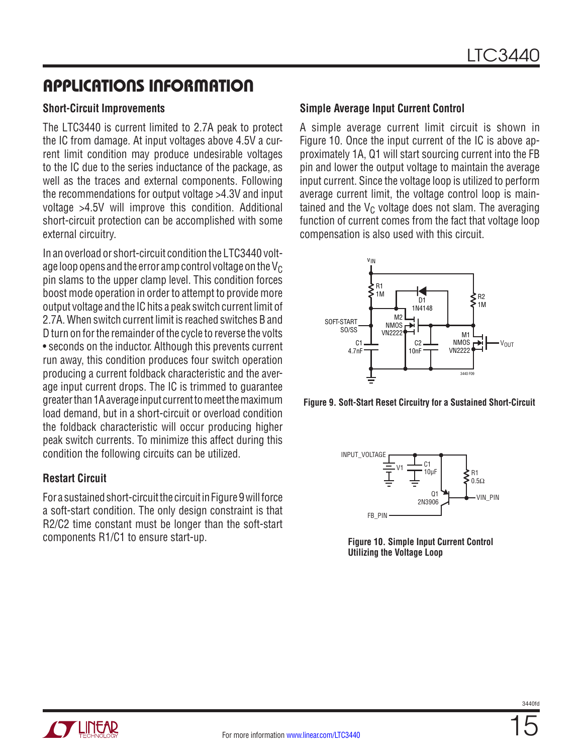## APPLICATIONS INFORMATION

### Short-Circuit Improvements

The LTC3440 is current limited to 2.7A peak to protect the IC from damage. At input voltages above 4.5V a current limit condition may produce undesirable voltages to the IC due to the series inductance of the package, as well as the traces and external components. Following the recommendations for output voltage >4.3V and input voltage >4.5V will improve this condition. Additional short-circuit protection can be accomplished with some external circuitry.

In an overload or short-circuit condition the LTC3440 voltage loop opens and the error amp control voltage on the $V_C$ pin slams to the upper clamp level. This condition forces boost mode operation in order to attempt to provide more output voltage and the IC hits a peak switch current limit of 2.7A. When switch current limit is reached switches B and D turn on for the remainder of the cycle to reverse the volts • seconds on the inductor. Although this prevents current run away, this condition produces four switch operation producing a current foldback characteristic and the average input current drops. The IC is trimmed to guarantee greater than 1A average input current to meet the maximum load demand, but in a short-circuit or overload condition the foldback characteristic will occur producing higher peak switch currents. To minimize this affect during this condition the following circuits can be utilized.

### Restart Circuit

For a sustained short-circuit the circuit in Figure 9 will force a soft-start condition. The only design constraint is that R2/C2 time constant must be longer than the soft-start components R1/C1 to ensure start-up.

### Simple Average Input Current Control

A simple average current limit circuit is shown in Figure 10. Once the input current of the IC is above approximately 1A, Q1 will start sourcing current into the FB pin and lower the output voltage to maintain the average input current. Since the voltage loop is utilized to perform average current limit, the voltage control loop is maintained and the $V_C$ voltage does not slam. The averaging function of current comes from the fact that voltage loop compensation is also used with this circuit.

$V_{IN}$
R1
1M
D1
1N4148
R2
1M
SOFT-START
SO/SS
M2
NMOS
VN2222
M1
NMOS
VN2222
$V_{OUT}$
C1
4.7nF
C2
10nF
3440 F09

**Figure 9. Soft-Start Reset Circuitry for a Sustained Short-Circuit**

INPUT_VOLTAGE
V1
C1
10µF
R1
0.5Ω
Q1
2N3906
VIN_PIN
FB_PIN

**Figure 10. Simple Input Current Control Utilizing the Voltage Loop**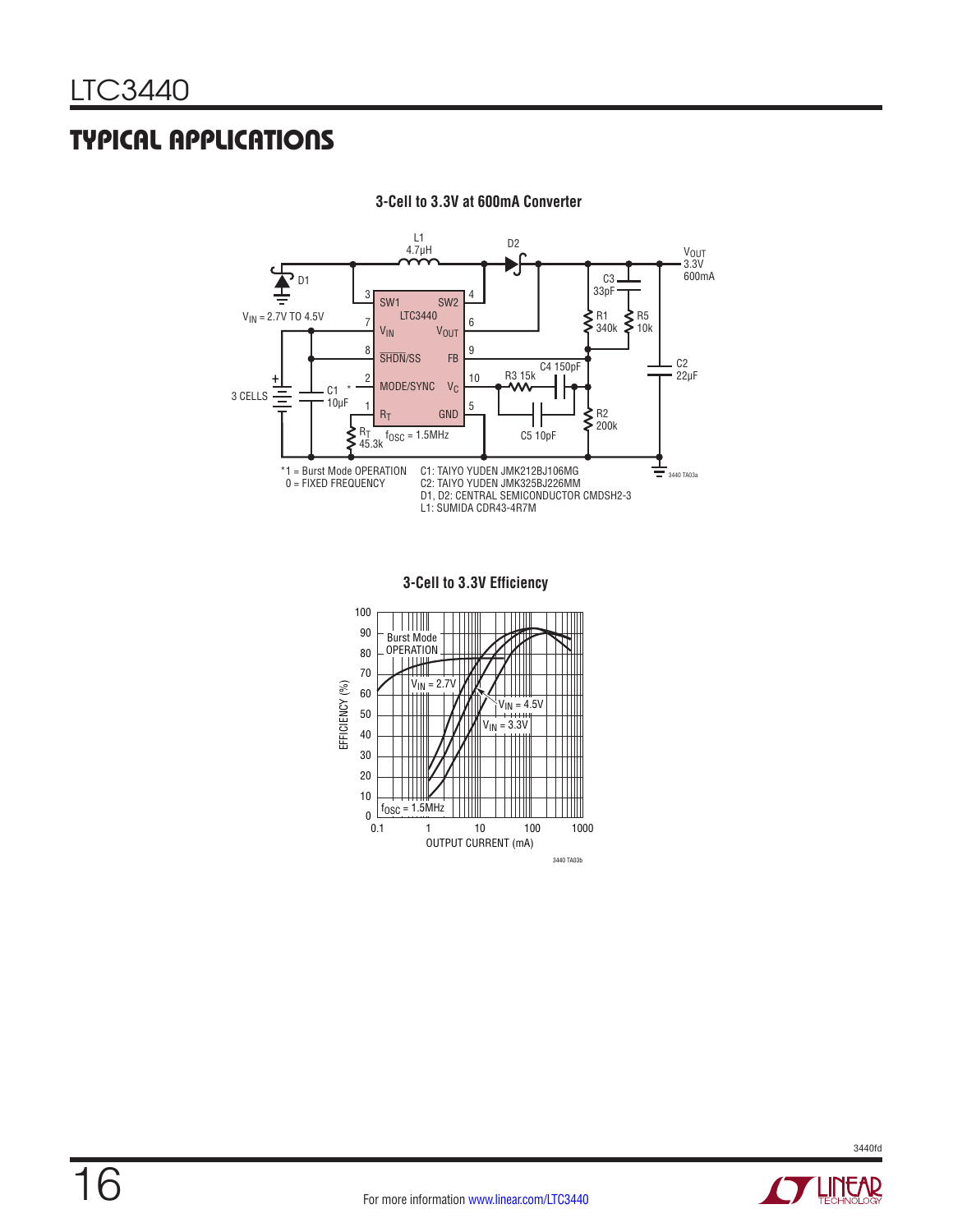## TYPICAL APPLICATIONS

**3-Cell to 3.3V at 600mA Converter**

L1
4.7µH

D2

$V_{OUT}$
3.3V
600mA

D1

3 SW1 SW2 4
LTC3440

$V_{IN}$ = 2.7V TO 4.5V

7 $V_{IN}$ $V_{OUT}$ 6

C3
33pF

R1
340k

R5
10k

8 $\overline{SHDN}$/SS FB 9

C4 150pF

C2
22µF

2 MODE/SYNC $V_C$ 10

R3 15k

3 CELLS

C1
10µF

*

1 $R_T$ GND 5

R2
200k

$R_T$
45.3k

$f_{OSC}$ = 1.5MHz

C5 10pF

*1 = Burst Mode OPERATION
0 = FIXED FREQUENCY

C1: TAIYO YUDEN JMK212BJ106MG
C2: TAIYO YUDEN JMK325BJ226MM
D1, D2: CENTRAL SEMICONDUCTOR CMDSH2-3
L1: SUMIDA CDR43-4R7M

3440 TA03a

**3-Cell to 3.3V Efficiency**

EFFICIENCY (%)
100
90
80
70
60
50
40
30
20
10
0

Burst Mode
OPERATION

$V_{IN}$ = 2.7V
$V_{IN}$ = 4.5V
$V_{IN}$ = 3.3V

$f_{OSC}$ = 1.5MHz

0.1
1
10
100
1000
OUTPUT CURRENT (mA)

3440 TA03b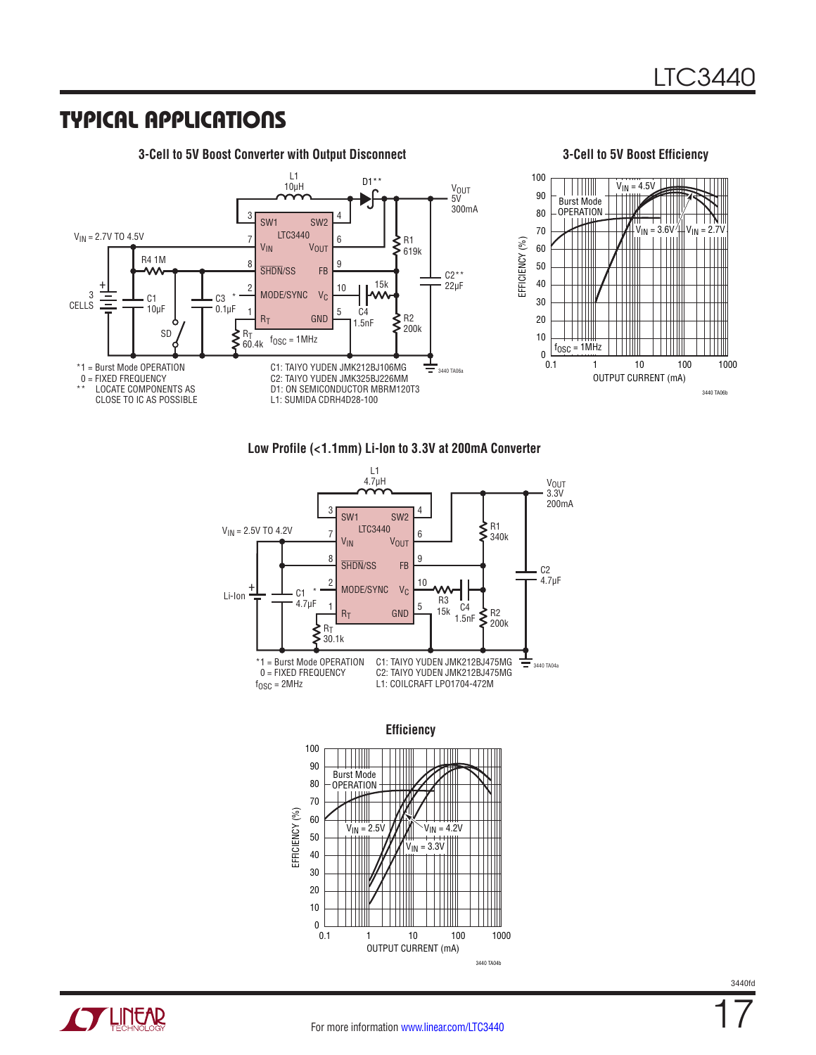## TYPICAL APPLICATIONS

**3-Cell to 5V Boost Converter with Output Disconnect**

L1
10µH

D1**

$V_{OUT}$
5V
300mA

3 SW1 SW2 4

LTC3440

$V_{IN}$ = 2.7V TO 4.5V

7 $V_{IN}$ $V_{OUT}$ 6

R1
619k

R4 1M

8 $\overline{SHDN}$/SS FB 9

C2**
22µF

3
CELLS

C1
10µF

C3
0.1µF

2 MODE/SYNC $V_C$ 10

15k

C4
1.5nF

1 $R_T$ GND 5

R2
200k

SD

$R_T$
60.4k

$f_{OSC}$ = 1MHz

*1 = Burst Mode OPERATION
0 = FIXED FREQUENCY
** LOCATE COMPONENTS AS CLOSE TO IC AS POSSIBLE

C1: TAIYO YUDEN JMK212BJ106MG
C2: TAIYO YUDEN JMK325BJ226MM
D1: ON SEMICONDUCTOR MBRM120T3
L1: SUMIDA CDRH4D28-100

3440 TA06a

**3-Cell to 5V Boost Efficiency**

EFFICIENCY (%)

100
90
80
70
60
50
40
30
20
10
0

0.1 1 10 100 1000

OUTPUT CURRENT (mA)

$V_{IN}$ = 4.5V
Burst Mode OPERATION
$V_{IN}$ = 3.6V
$V_{IN}$ = 2.7V
$f_{OSC}$ = 1MHz

3440 TA06b

**Low Profile (<1.1mm) Li-Ion to 3.3V at 200mA Converter**

L1
4.7µH

$V_{OUT}$
3.3V
200mA

3 SW1 SW2 4

LTC3440

$V_{IN}$ = 2.5V TO 4.2V

7 $V_{IN}$ $V_{OUT}$ 6

R1
340k

8 $\overline{SHDN}$/SS FB 9

C2
4.7µF

2 MODE/SYNC $V_C$ 10

Li-Ion

C1
4.7µF

R3
15k

C4
1.5nF

R2
200k

1 $R_T$ GND 5

$R_T$
30.1k

*1 = Burst Mode OPERATION
0 = FIXED FREQUENCY
$f_{OSC}$ = 2MHz

C1: TAIYO YUDEN JMK212BJ475MG
C2: TAIYO YUDEN JMK212BJ475MG
L1: COILCRAFT LPO1704-472M

3440 TA04a

**Efficiency**

EFFICIENCY (%)

100
90
80
70
60
50
40
30
20
10
0

0.1 1 10 100 1000

OUTPUT CURRENT (mA)

Burst Mode OPERATION
$V_{IN}$ = 2.5V
$V_{IN}$ = 4.2V
$V_{IN}$ = 3.3V

3440 TA04b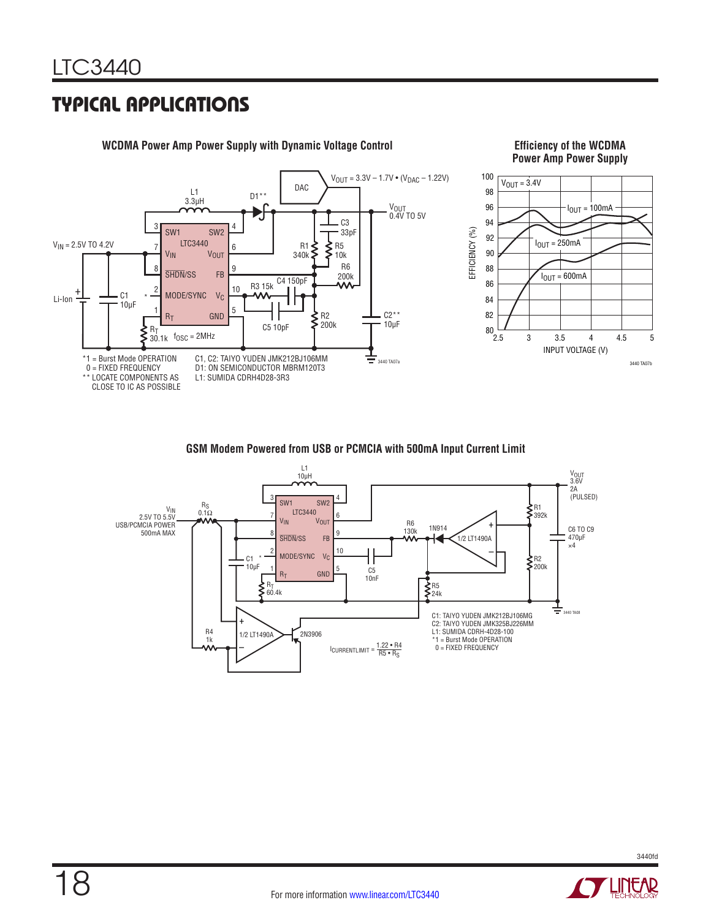## TYPICAL APPLICATIONS

**WCDMA Power Amp Power Supply with Dynamic Voltage Control**

$V_{OUT} = 3.3V – 1.7V \cdot (V_{DAC} – 1.22V)$

DAC

L1 3.3µH

D1**

$V_{OUT}$ 0.4V TO 5V

C3 33pF

R1 340k

R5 10k

R6 200k

C4 150pF

R3 15k

C5 10pF

R2 200k

C2** 10µF

$V_{IN}$ = 2.5V TO 4.2V

Li-Ion

C1 10µF

LTC3440

SW1, SW2, $V_{IN}$, $V_{OUT}$, $\overline{SHDN}$/SS, FB, MODE/SYNC, $V_C$, $R_T$, GND

$R_T$ 30.1k $f_{OSC}$ = 2MHz

*1 = Burst Mode OPERATION
0 = FIXED FREQUENCY

** LOCATE COMPONENTS AS CLOSE TO IC AS POSSIBLE

C1, C2: TAIYO YUDEN JMK212BJ106MM
D1: ON SEMICONDUCTOR MBRM120T3
L1: SUMIDA CDRH4D28-3R3

3440 TA07a

**Efficiency of the WCDMA Power Amp Power Supply**

$V_{OUT}$ = 3.4V

$I_{OUT}$ = 100mA

$I_{OUT}$ = 250mA

$I_{OUT}$ = 600mA

EFFICIENCY (%)

80, 82, 84, 86, 88, 90, 92, 94, 96, 98, 100

INPUT VOLTAGE (V)

2.5, 3, 3.5, 4, 4.5, 5

3440 TA07b

**GSM Modem Powered from USB or PCMCIA with 500mA Input Current Limit**

L1 10µH

$V_{OUT}$ 3.6V 2A (PULSED)

$V_{IN}$ 2.5V TO 5.5V USB/PCMCIA POWER 500mA MAX

$R_S$ 0.1Ω

LTC3440

SW1, SW2, $V_{IN}$, $V_{OUT}$, $\overline{SHDN}$/SS, FB, MODE/SYNC, $V_C$, $R_T$, GND

R6 130k

1N914

1/2 LT1490A

R1 392k

R2 200k

C6 TO C9 470µF ×4

C1 10µF

C5 10nF

$R_T$ 60.4k

R5 24k

R4 1k

1/2 LT1490A

2N3906

$$I_{CURRENTLIMIT} = \frac{1.22 \cdot R4}{R5 \cdot R_S}$$

C1: TAIYO YUDEN JMK212BJ106MG
C2: TAIYO YUDEN JMK325BJ226MM
L1: SUMIDA CDRH-4D28-100
*1 = Burst Mode OPERATION
0 = FIXED FREQUENCY

3440 TA08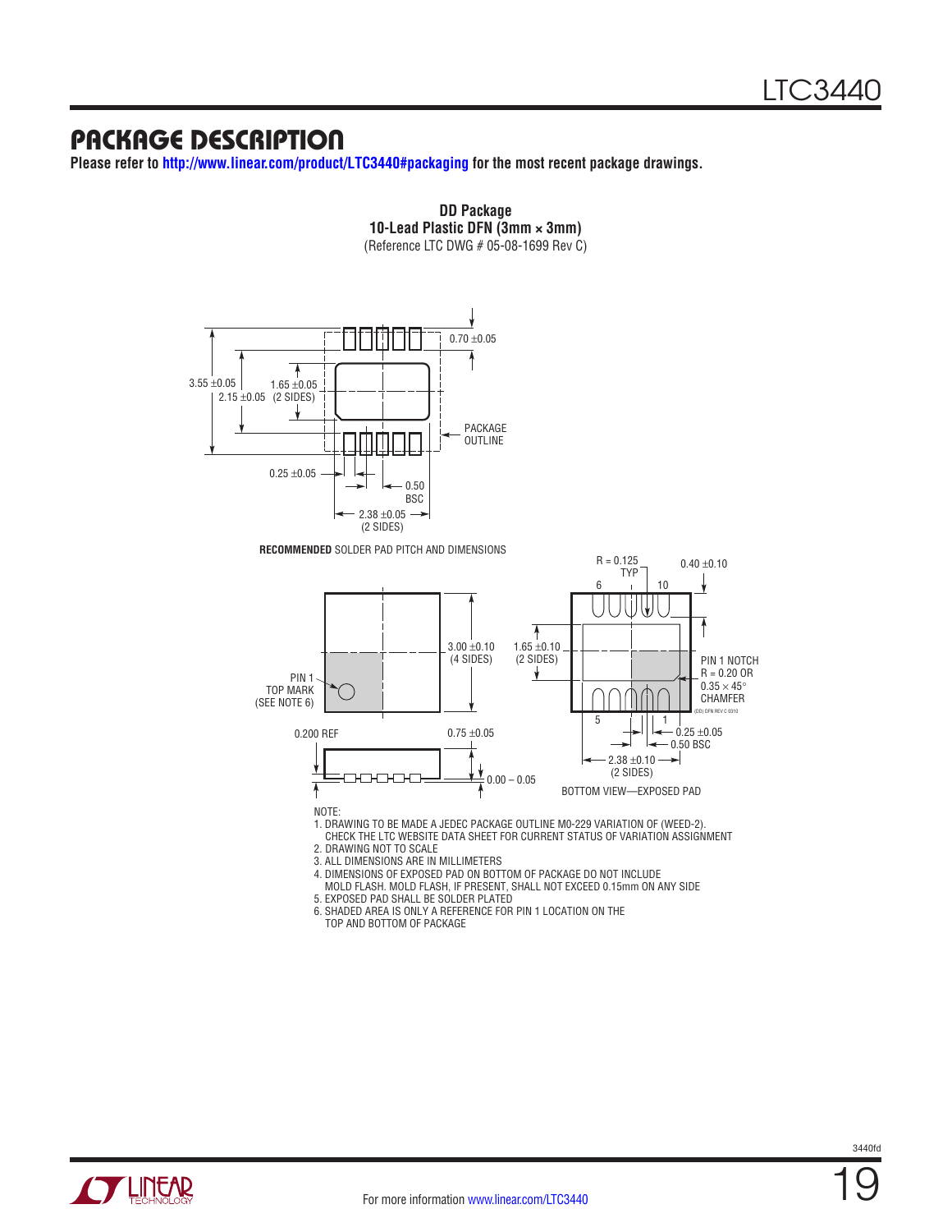# PACKAGE DESCRIPTION

**Please refer to http://www.linear.com/product/LTC3440#packaging for the most recent package drawings.**

**DD Package**
**10-Lead Plastic DFN (3mm × 3mm)**
(Reference LTC DWG # 05-08-1699 Rev C)

3.55 ±0.05
2.15 ±0.05
1.65 ±0.05
(2 SIDES)
0.70 ±0.05
PACKAGE OUTLINE
0.25 ±0.05
0.50 BSC
2.38 ±0.05
(2 SIDES)

**RECOMMENDED** SOLDER PAD PITCH AND DIMENSIONS

PIN 1
TOP MARK
(SEE NOTE 6)
3.00 ±0.10
(4 SIDES)
0.200 REF
0.75 ±0.05
0.00 – 0.05

R = 0.125
TYP
6
10
0.40 ±0.10
1.65 ±0.10
(2 SIDES)
PIN 1 NOTCH
R = 0.20 OR
0.35 × 45°
CHAMFER
(DD) DFN REV C 0310
5
1
0.25 ±0.05
0.50 BSC
2.38 ±0.10
(2 SIDES)
BOTTOM VIEW—EXPOSED PAD

NOTE:
1. DRAWING TO BE MADE A JEDEC PACKAGE OUTLINE M0-229 VARIATION OF (WEED-2). CHECK THE LTC WEBSITE DATA SHEET FOR CURRENT STATUS OF VARIATION ASSIGNMENT
2. DRAWING NOT TO SCALE
3. ALL DIMENSIONS ARE IN MILLIMETERS
4. DIMENSIONS OF EXPOSED PAD ON BOTTOM OF PACKAGE DO NOT INCLUDE MOLD FLASH. MOLD FLASH, IF PRESENT, SHALL NOT EXCEED 0.15mm ON ANY SIDE
5. EXPOSED PAD SHALL BE SOLDER PLATED
6. SHADED AREA IS ONLY A REFERENCE FOR PIN 1 LOCATION ON THE TOP AND BOTTOM OF PACKAGE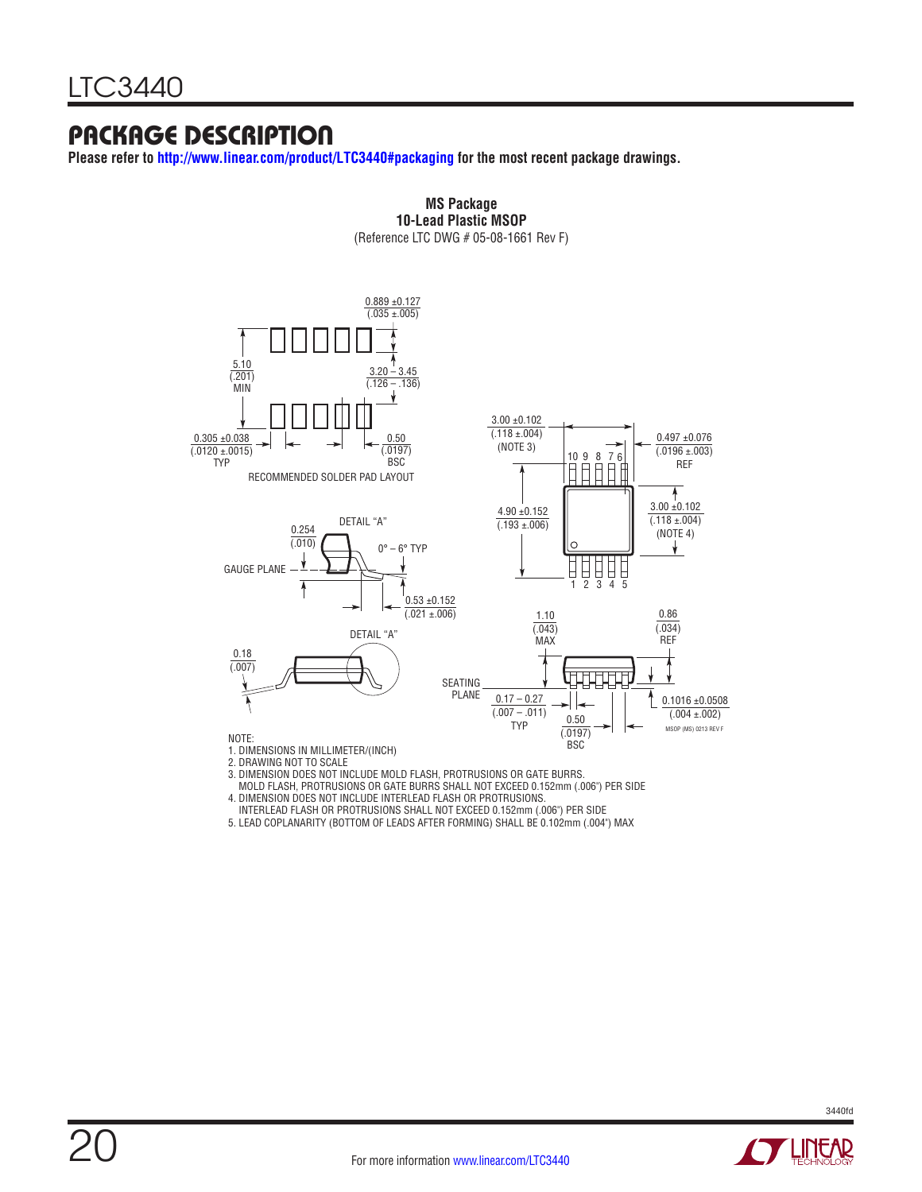## PACKAGE DESCRIPTION

**Please refer to http://www.linear.com/product/LTC3440#packaging for the most recent package drawings.**

**MS Package**
**10-Lead Plastic MSOP**
(Reference LTC DWG # 05-08-1661 Rev F)

0.889 ±0.127
(.035 ±.005)

5.10
(.201)
MIN

3.20 – 3.45
(.126 – .136)

0.305 ±0.038
(.0120 ±.0015)
TYP

0.50
(.0197)
BSC

RECOMMENDED SOLDER PAD LAYOUT

3.00 ±0.102
(.118 ±.004)
(NOTE 3)

0.497 ±0.076
(.0196 ±.003)
REF

10 9 8 7 6

4.90 ±0.152
(.193 ±.006)

3.00 ±0.102
(.118 ±.004)
(NOTE 4)

1 2 3 4 5

DETAIL "A"

0.254
(.010)

0° – 6° TYP

GAUGE PLANE

0.53 ±0.152
(.021 ±.006)

DETAIL "A"

0.18
(.007)

1.10
(.043)
MAX

0.86
(.034)
REF

SEATING
PLANE

0.17 – 0.27
(.007 – .011)
TYP

0.50
(.0197)
BSC

0.1016 ±0.0508
(.004 ±.002)

MSOP (MS) 0213 REV F

NOTE:
1. DIMENSIONS IN MILLIMETER/(INCH)
2. DRAWING NOT TO SCALE
3. DIMENSION DOES NOT INCLUDE MOLD FLASH, PROTRUSIONS OR GATE BURRS.
   MOLD FLASH, PROTRUSIONS OR GATE BURRS SHALL NOT EXCEED 0.152mm (.006") PER SIDE
4. DIMENSION DOES NOT INCLUDE INTERLEAD FLASH OR PROTRUSIONS.
   INTERLEAD FLASH OR PROTRUSIONS SHALL NOT EXCEED 0.152mm (.006") PER SIDE
5. LEAD COPLANARITY (BOTTOM OF LEADS AFTER FORMING) SHALL BE 0.102mm (.004") MAX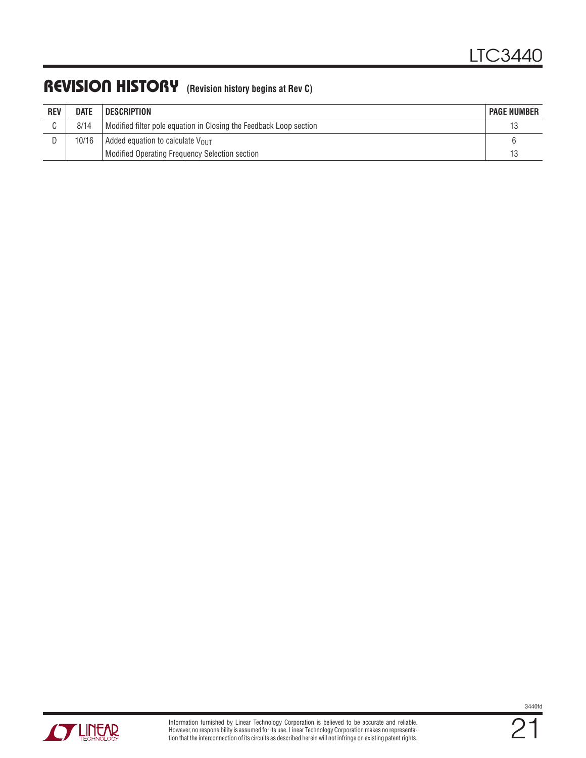## REVISION HISTORY (Revision history begins at Rev C)

| REV | DATE | DESCRIPTION | PAGE NUMBER |
|---|---|---|---|
| C | 8/14 | Modified filter pole equation in Closing the Feedback Loop section | 13 |
| D | 10/16 | Added equation to calculate $V_{OUT}$ | 6 |
| | | Modified Operating Frequency Selection section | 13 |

Information furnished by Linear Technology Corporation is believed to be accurate and reliable. However, no responsibility is assumed for its use. Linear Technology Corporation makes no representation that the interconnection of its circuits as described herein will not infringe on existing patent rights.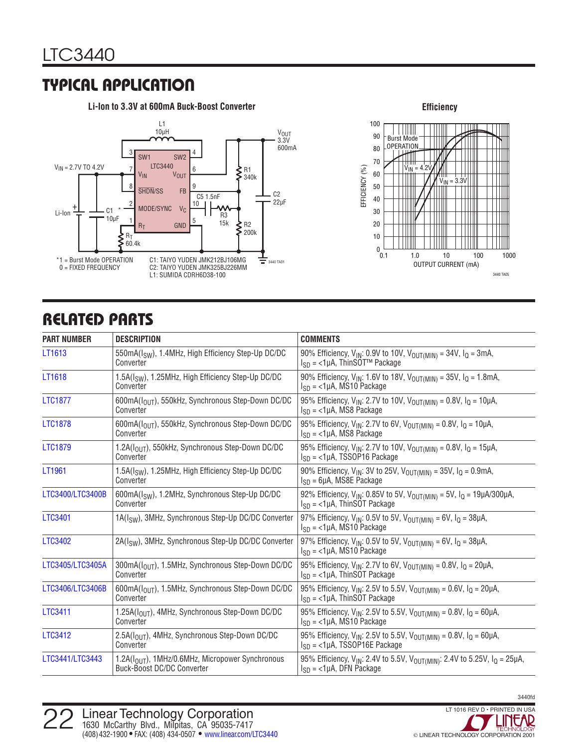## TYPICAL APPLICATION

**Li-Ion to 3.3V at 600mA Buck-Boost Converter**

L1
10µH
3 SW1
SW2 4
$V_{OUT}$
3.3V
600mA
$V_{IN}$ = 2.7V TO 4.2V
7 $V_{IN}$
LTC3440
$V_{OUT}$ 6
R1
340k
8 $\overline{SHDN}$/SS
FB 9
C5 1.5nF
C2
22µF
Li-Ion
C1
10µF
2 MODE/SYNC
$V_C$ 10
R3
15k
1 $R_T$
GND 5
R2
200k
$R_T$
60.4k

*1 = Burst Mode OPERATION
0 = FIXED FREQUENCY

C1: TAIYO YUDEN JMK212BJ106MG
C2: TAIYO YUDEN JMK325BJ226MM
L1: SUMIDA CDRH6D38-100

3440 TA01

**Efficiency**

EFFICIENCY (%)
100
90
80
70
60
50
40
30
20
10
0
Burst Mode OPERATION
$V_{IN}$ = 4.2V
$V_{IN}$ = 3.3V
0.1
1.0
10
100
1000
OUTPUT CURRENT (mA)

3440 TA05

## RELATED PARTS

| PART NUMBER | DESCRIPTION | COMMENTS |
|---|---|---|
| LT1613 | 550mA($I_{SW}$), 1.4MHz, High Efficiency Step-Up DC/DC Converter | 90% Efficiency, $V_{IN}$: 0.9V to 10V, $V_{OUT(MIN)}$ = 34V, $I_Q$ = 3mA, $I_{SD}$ = <1µA, ThinSOT™ Package |
| LT1618 | 1.5A($I_{SW}$), 1.25MHz, High Efficiency Step-Up DC/DC Converter | 90% Efficiency, $V_{IN}$: 1.6V to 18V, $V_{OUT(MIN)}$ = 35V, $I_Q$ = 1.8mA, $I_{SD}$ = <1µA, MS10 Package |
| LTC1877 | 600mA($I_{OUT}$), 550kHz, Synchronous Step-Down DC/DC Converter | 95% Efficiency, $V_{IN}$: 2.7V to 10V, $V_{OUT(MIN)}$ = 0.8V, $I_Q$ = 10µA, $I_{SD}$ = <1µA, MS8 Package |
| LTC1878 | 600mA($I_{OUT}$), 550kHz, Synchronous Step-Down DC/DC Converter | 95% Efficiency, $V_{IN}$: 2.7V to 6V, $V_{OUT(MIN)}$ = 0.8V, $I_Q$ = 10µA, $I_{SD}$ = <1µA, MS8 Package |
| LTC1879 | 1.2A($I_{OUT}$), 550kHz, Synchronous Step-Down DC/DC Converter | 95% Efficiency, $V_{IN}$: 2.7V to 10V, $V_{OUT(MIN)}$ = 0.8V, $I_Q$ = 15µA, $I_{SD}$ = <1µA, TSSOP16 Package |
| LT1961 | 1.5A($I_{SW}$), 1.25MHz, High Efficiency Step-Up DC/DC Converter | 90% Efficiency, $V_{IN}$: 3V to 25V, $V_{OUT(MIN)}$ = 35V, $I_Q$ = 0.9mA, $I_{SD}$ = 6µA, MS8E Package |
| LTC3400/LTC3400B | 600mA($I_{SW}$), 1.2MHz, Synchronous Step-Up DC/DC Converter | 92% Efficiency, $V_{IN}$: 0.85V to 5V, $V_{OUT(MIN)}$ = 5V, $I_Q$ = 19µA/300µA, $I_{SD}$ = <1µA, ThinSOT Package |
| LTC3401 | 1A($I_{SW}$), 3MHz, Synchronous Step-Up DC/DC Converter | 97% Efficiency, $V_{IN}$: 0.5V to 5V, $V_{OUT(MIN)}$ = 6V, $I_Q$ = 38µA, $I_{SD}$ = <1µA, MS10 Package |
| LTC3402 | 2A($I_{SW}$), 3MHz, Synchronous Step-Up DC/DC Converter | 97% Efficiency, $V_{IN}$: 0.5V to 5V, $V_{OUT(MIN)}$ = 6V, $I_Q$ = 38µA, $I_{SD}$ = <1µA, MS10 Package |
| LTC3405/LTC3405A | 300mA($I_{OUT}$), 1.5MHz, Synchronous Step-Down DC/DC Converter | 95% Efficiency, $V_{IN}$: 2.7V to 6V, $V_{OUT(MIN)}$ = 0.8V, $I_Q$ = 20µA, $I_{SD}$ = <1µA, ThinSOT Package |
| LTC3406/LTC3406B | 600mA($I_{OUT}$), 1.5MHz, Synchronous Step-Down DC/DC Converter | 95% Efficiency, $V_{IN}$: 2.5V to 5.5V, $V_{OUT(MIN)}$ = 0.6V, $I_Q$ = 20µA, $I_{SD}$ = <1µA, ThinSOT Package |
| LTC3411 | 1.25A($I_{OUT}$), 4MHz, Synchronous Step-Down DC/DC Converter | 95% Efficiency, $V_{IN}$: 2.5V to 5.5V, $V_{OUT(MIN)}$ = 0.8V, $I_Q$ = 60µA, $I_{SD}$ = <1µA, MS10 Package |
| LTC3412 | 2.5A($I_{OUT}$), 4MHz, Synchronous Step-Down DC/DC Converter | 95% Efficiency, $V_{IN}$: 2.5V to 5.5V, $V_{OUT(MIN)}$ = 0.8V, $I_Q$ = 60µA, $I_{SD}$ = <1µA, TSSOP16E Package |
| LTC3441/LTC3443 | 1.2A($I_{OUT}$), 1MHz/0.6MHz, Micropower Synchronous Buck-Boost DC/DC Converter | 95% Efficiency, $V_{IN}$: 2.4V to 5.5V, $V_{OUT(MIN)}$: 2.4V to 5.25V, $I_Q$ = 25µA, $I_{SD}$ = <1µA, DFN Package |

Linear Technology Corporation
1630 McCarthy Blvd., Milpitas, CA 95035-7417
(408) 432-1900 • FAX: (408) 434-0507 • www.linear.com/LTC3440

LT 1016 REV D • PRINTED IN USA
© LINEAR TECHNOLOGY CORPORATION 2001